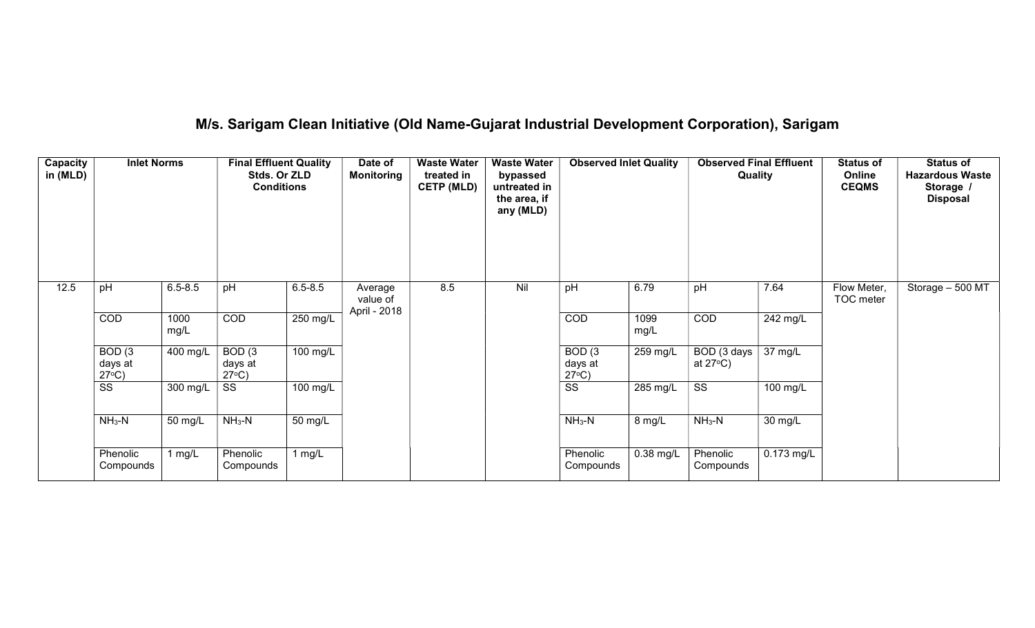## M/s. Sarigam Clean Initiative (Old Name-Gujarat Industrial Development Corporation), Sarigam

| Capacity in (MLD) | Inlet Norms | | Final Effluent Quality Stds. Or ZLD Conditions | | Date of Monitoring | Waste Water treated in CETP (MLD) | Waste Water bypassed untreated in the area, if any (MLD) | Observed Inlet Quality | | Observed Final Effluent Quality | | Status of Online CEQMS | Status of Hazardous Waste Storage / Disposal |
|---|---|---|---|---|---|---|---|---|---|---|---|---|---|
| 12.5 | pH | 6.5-8.5 | pH | 6.5-8.5 | Average value of April - 2018 | 8.5 | Nil | pH | 6.79 | pH | 7.64 | Flow Meter, TOC meter | Storage – 500 MT |
| | COD | 1000 mg/L | COD | 250 mg/L | | | | COD | 1099 mg/L | COD | 242 mg/L | | |
| | BOD (3 days at 27$^{o}$C) | 400 mg/L | BOD (3 days at 27$^{o}$C) | 100 mg/L | | | | BOD (3 days at 27$^{o}$C) | 259 mg/L | BOD (3 days at 27$^{o}$C) | 37 mg/L | | |
| | SS | 300 mg/L | SS | 100 mg/L | | | | SS | 285 mg/L | SS | 100 mg/L | | |
| | $NH_3$-N | 50 mg/L | $NH_3$-N | 50 mg/L | | | | $NH_3$-N | 8 mg/L | $NH_3$-N | 30 mg/L | | |
| | Phenolic Compounds | 1 mg/L | Phenolic Compounds | 1 mg/L | | | | Phenolic Compounds | 0.38 mg/L | Phenolic Compounds | 0.173 mg/L | | |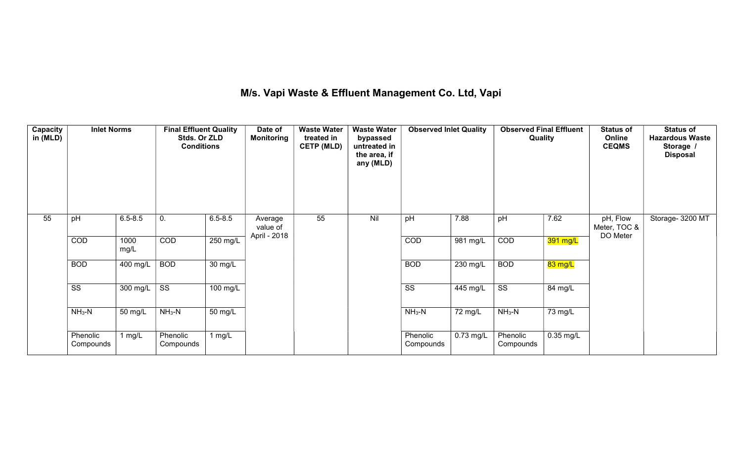# M/s. Vapi Waste & Effluent Management Co. Ltd, Vapi

| Capacity in (MLD) | Inlet Norms | | Final Effluent Quality Stds. Or ZLD Conditions | | Date of Monitoring | Waste Water treated in CETP (MLD) | Waste Water bypassed untreated in the area, if any (MLD) | Observed Inlet Quality | | Observed Final Effluent Quality | | Status of Online CEQMS | Status of Hazardous Waste Storage / Disposal |
|---|---|---|---|---|---|---|---|---|---|---|---|---|---|
| 55 | pH | 6.5-8.5 | 0. | 6.5-8.5 | Average value of April - 2018 | 55 | Nil | pH | 7.88 | pH | 7.62 | pH, Flow Meter, TOC & DO Meter | Storage- 3200 MT |
| | COD | 1000 mg/L | COD | 250 mg/L | | | | COD | 981 mg/L | COD | 391 mg/L | | |
| | BOD | 400 mg/L | BOD | 30 mg/L | | | | BOD | 230 mg/L | BOD | 83 mg/L | | |
| | SS | 300 mg/L | SS | 100 mg/L | | | | SS | 445 mg/L | SS | 84 mg/L | | |
| | $NH_3$-N | 50 mg/L | $NH_3$-N | 50 mg/L | | | | $NH_3$-N | 72 mg/L | $NH_3$-N | 73 mg/L | | |
| | Phenolic Compounds | 1 mg/L | Phenolic Compounds | 1 mg/L | | | | Phenolic Compounds | 0.73 mg/L | Phenolic Compounds | 0.35 mg/L | | |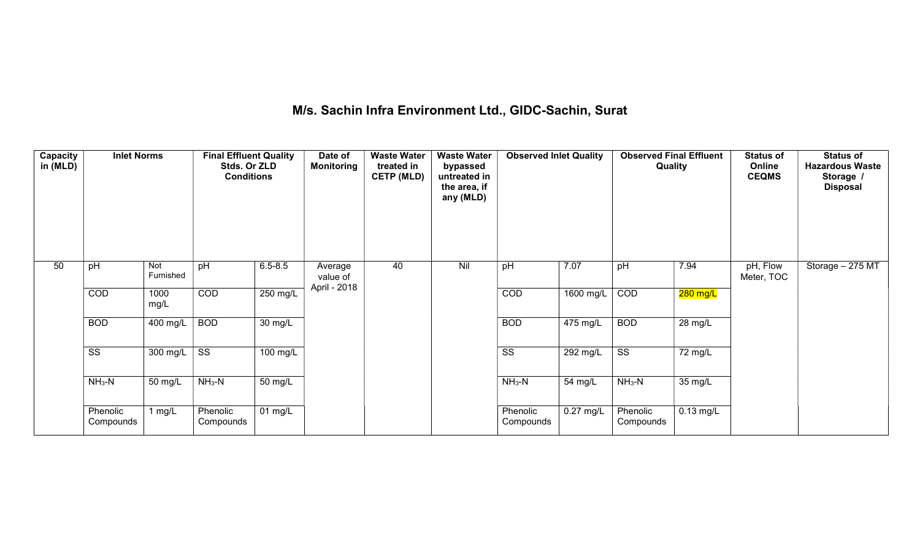# M/s. Sachin Infra Environment Ltd., GIDC-Sachin, Surat

| Capacity in (MLD) | Inlet Norms | | Final Effluent Quality Stds. Or ZLD Conditions | | Date of Monitoring | Waste Water treated in CETP (MLD) | Waste Water bypassed untreated in the area, if any (MLD) | Observed Inlet Quality | | Observed Final Effluent Quality | | Status of Online CEQMS | Status of Hazardous Waste Storage / Disposal |
|---|---|---|---|---|---|---|---|---|---|---|---|---|---|
| 50 | pH | Not Furnished | pH | 6.5-8.5 | Average value of April - 2018 | 40 | Nil | pH | 7.07 | pH | 7.94 | pH, Flow Meter, TOC | Storage – 275 MT |
| | COD | 1000 mg/L | COD | 250 mg/L | | | | COD | 1600 mg/L | COD | 280 mg/L | | |
| | BOD | 400 mg/L | BOD | 30 mg/L | | | | BOD | 475 mg/L | BOD | 28 mg/L | | |
| | SS | 300 mg/L | SS | 100 mg/L | | | | SS | 292 mg/L | SS | 72 mg/L | | |
| | $NH_3$-N | 50 mg/L | $NH_3$-N | 50 mg/L | | | | $NH_3$-N | 54 mg/L | $NH_3$-N | 35 mg/L | | |
| | Phenolic Compounds | 1 mg/L | Phenolic Compounds | 01 mg/L | | | | Phenolic Compounds | 0.27 mg/L | Phenolic Compounds | 0.13 mg/L | | |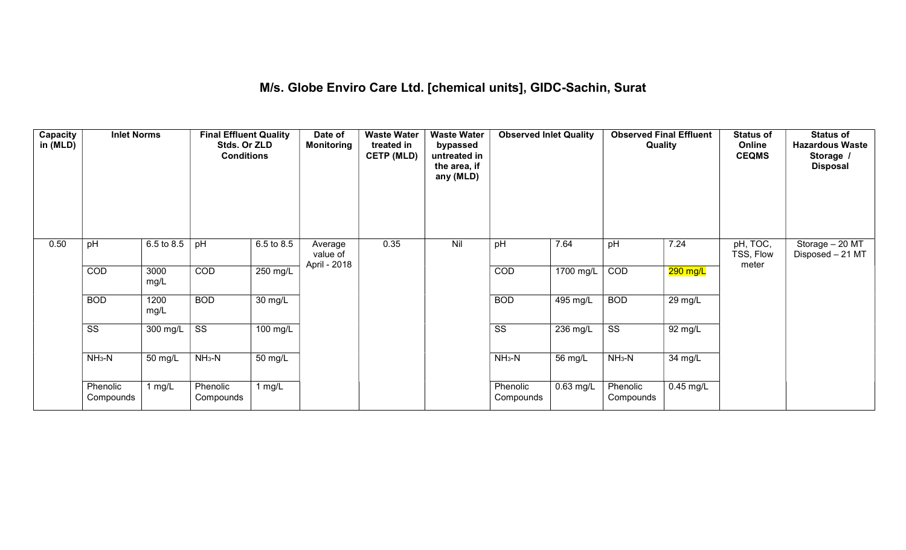# M/s. Globe Enviro Care Ltd. [chemical units], GIDC-Sachin, Surat

| Capacity in (MLD) | Inlet Norms | | Final Effluent Quality Stds. Or ZLD Conditions | | Date of Monitoring | Waste Water treated in CETP (MLD) | Waste Water bypassed untreated in the area, if any (MLD) | Observed Inlet Quality | | Observed Final Effluent Quality | | Status of Online CEQMS | Status of Hazardous Waste Storage / Disposal |
|---|---|---|---|---|---|---|---|---|---|---|---|---|---|
| 0.50 | pH | 6.5 to 8.5 | pH | 6.5 to 8.5 | Average value of April - 2018 | 0.35 | Nil | pH | 7.64 | pH | 7.24 | pH, TOC, TSS, Flow meter | Storage – 20 MT Disposed – 21 MT |
| | COD | 3000 mg/L | COD | 250 mg/L | | | | COD | 1700 mg/L | COD | 290 mg/L | | |
| | BOD | 1200 mg/L | BOD | 30 mg/L | | | | BOD | 495 mg/L | BOD | 29 mg/L | | |
| | SS | 300 mg/L | SS | 100 mg/L | | | | SS | 236 mg/L | SS | 92 mg/L | | |
| | $NH_3$-N | 50 mg/L | $NH_3$-N | 50 mg/L | | | | $NH_3$-N | 56 mg/L | $NH_3$-N | 34 mg/L | | |
| | Phenolic Compounds | 1 mg/L | Phenolic Compounds | 1 mg/L | | | | Phenolic Compounds | 0.63 mg/L | Phenolic Compounds | 0.45 mg/L | | |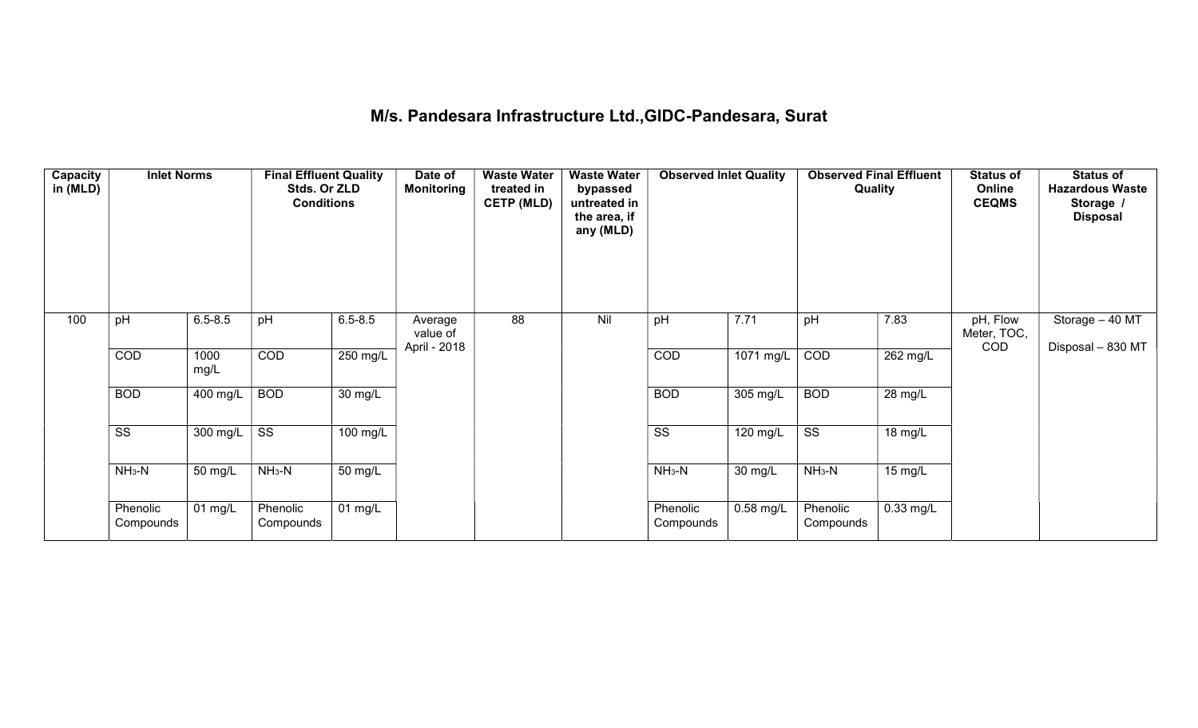# M/s. Pandesara Infrastructure Ltd.,GIDC-Pandesara, Surat

| Capacity in (MLD) | Inlet Norms | | Final Effluent Quality Stds. Or ZLD Conditions | | Date of Monitoring | Waste Water treated in CETP (MLD) | Waste Water bypassed untreated in the area, if any (MLD) | Observed Inlet Quality | | Observed Final Effluent Quality | | Status of Online CEQMS | Status of Hazardous Waste Storage / Disposal |
|---|---|---|---|---|---|---|---|---|---|---|---|---|---|
| 100 | pH | 6.5-8.5 | pH | 6.5-8.5 | Average value of April - 2018 | 88 | Nil | pH | 7.71 | pH | 7.83 | pH, Flow Meter, TOC, COD | Storage – 40 MT<br>Disposal – 830 MT |
| | COD | 1000 mg/L | COD | 250 mg/L | | | | COD | 1071 mg/L | COD | 262 mg/L | | |
| | BOD | 400 mg/L | BOD | 30 mg/L | | | | BOD | 305 mg/L | BOD | 28 mg/L | | |
| | SS | 300 mg/L | SS | 100 mg/L | | | | SS | 120 mg/L | SS | 18 mg/L | | |
| | $NH_3$-N | 50 mg/L | $NH_3$-N | 50 mg/L | | | | $NH_3$-N | 30 mg/L | $NH_3$-N | 15 mg/L | | |
| | Phenolic Compounds | 01 mg/L | Phenolic Compounds | 01 mg/L | | | | Phenolic Compounds | 0.58 mg/L | Phenolic Compounds | 0.33 mg/L | | |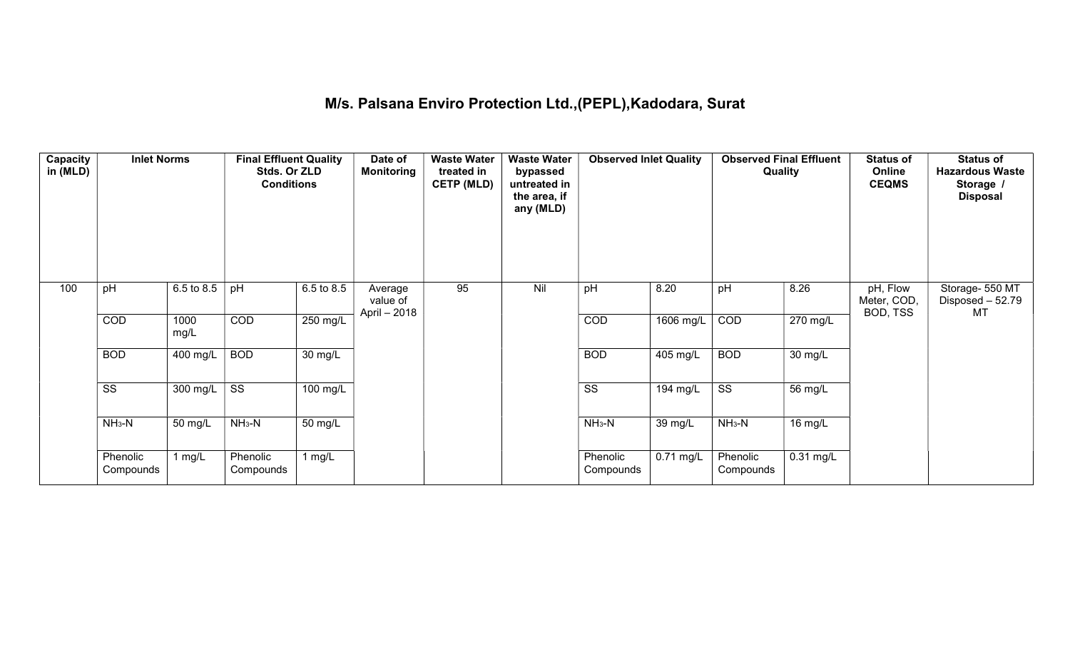# M/s. Palsana Enviro Protection Ltd.,(PEPL),Kadodara, Surat

| Capacity in (MLD) | Inlet Norms | | Final Effluent Quality Stds. Or ZLD Conditions | | Date of Monitoring | Waste Water treated in CETP (MLD) | Waste Water bypassed untreated in the area, if any (MLD) | Observed Inlet Quality | | Observed Final Effluent Quality | | Status of Online CEQMS | Status of Hazardous Waste Storage / Disposal |
|---|---|---|---|---|---|---|---|---|---|---|---|---|---|
| 100 | pH | 6.5 to 8.5 | pH | 6.5 to 8.5 | Average value of April – 2018 | 95 | Nil | pH | 8.20 | pH | 8.26 | pH, Flow Meter, COD, BOD, TSS | Storage- 550 MT Disposed – 52.79 MT |
| | COD | 1000 mg/L | COD | 250 mg/L | | | | COD | 1606 mg/L | COD | 270 mg/L | | |
| | BOD | 400 mg/L | BOD | 30 mg/L | | | | BOD | 405 mg/L | BOD | 30 mg/L | | |
| | SS | 300 mg/L | SS | 100 mg/L | | | | SS | 194 mg/L | SS | 56 mg/L | | |
| | $NH_3$-N | 50 mg/L | $NH_3$-N | 50 mg/L | | | | $NH_3$-N | 39 mg/L | $NH_3$-N | 16 mg/L | | |
| | Phenolic Compounds | 1 mg/L | Phenolic Compounds | 1 mg/L | | | | Phenolic Compounds | 0.71 mg/L | Phenolic Compounds | 0.31 mg/L | | |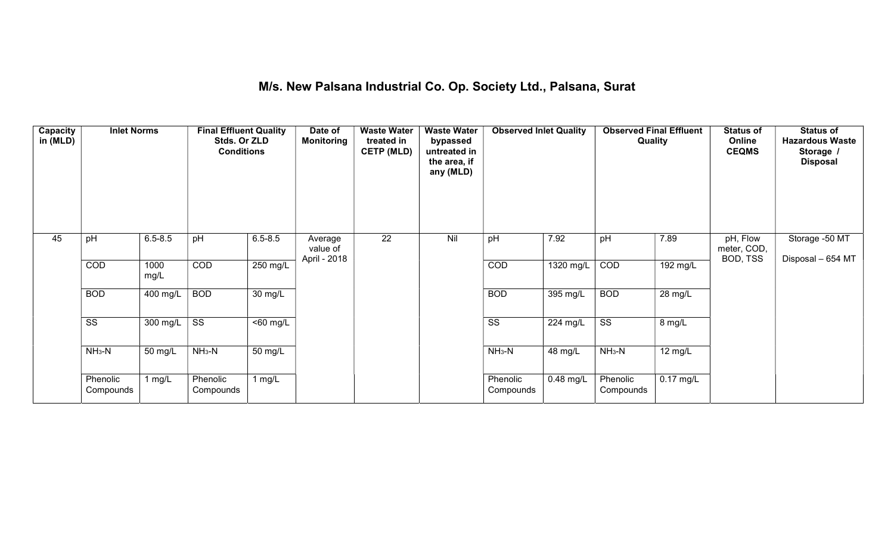## M/s. New Palsana Industrial Co. Op. Society Ltd., Palsana, Surat

| Capacity in (MLD) | Inlet Norms | | Final Effluent Quality Stds. Or ZLD Conditions | | Date of Monitoring | Waste Water treated in CETP (MLD) | Waste Water bypassed untreated in the area, if any (MLD) | Observed Inlet Quality | | Observed Final Effluent Quality | | Status of Online CEQMS | Status of Hazardous Waste Storage / Disposal |
|---|---|---|---|---|---|---|---|---|---|---|---|---|---|
| 45 | pH | 6.5-8.5 | pH | 6.5-8.5 | Average value of April - 2018 | 22 | Nil | pH | 7.92 | pH | 7.89 | pH, Flow meter, COD, BOD, TSS | Storage -50 MT<br>Disposal – 654 MT |
| | COD | 1000 mg/L | COD | 250 mg/L | | | | COD | 1320 mg/L | COD | 192 mg/L | | |
| | BOD | 400 mg/L | BOD | 30 mg/L | | | | BOD | 395 mg/L | BOD | 28 mg/L | | |
| | SS | 300 mg/L | SS | <60 mg/L | | | | SS | 224 mg/L | SS | 8 mg/L | | |
| | $NH_3$-N | 50 mg/L | $NH_3$-N | 50 mg/L | | | | $NH_3$-N | 48 mg/L | $NH_3$-N | 12 mg/L | | |
| | Phenolic Compounds | 1 mg/L | Phenolic Compounds | 1 mg/L | | | | Phenolic Compounds | 0.48 mg/L | Phenolic Compounds | 0.17 mg/L | | |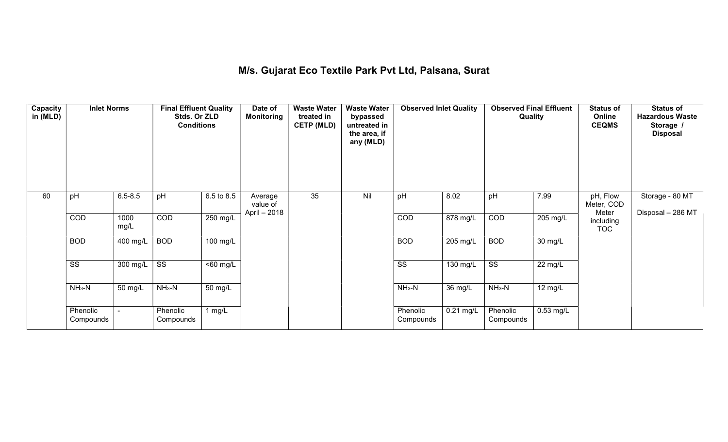# M/s. Gujarat Eco Textile Park Pvt Ltd, Palsana, Surat

| Capacity in (MLD) | Inlet Norms | | Final Effluent Quality Stds. Or ZLD Conditions | | Date of Monitoring | Waste Water treated in CETP (MLD) | Waste Water bypassed untreated in the area, if any (MLD) | Observed Inlet Quality | | Observed Final Effluent Quality | | Status of Online CEQMS | Status of Hazardous Waste Storage / Disposal |
|---|---|---|---|---|---|---|---|---|---|---|---|---|---|
| 60 | pH | 6.5-8.5 | pH | 6.5 to 8.5 | Average value of April – 2018 | 35 | Nil | pH | 8.02 | pH | 7.99 | pH, Flow Meter, COD Meter including TOC | Storage - 80 MT<br>Disposal – 286 MT |
| | COD | 1000 mg/L | COD | 250 mg/L | | | | COD | 878 mg/L | COD | 205 mg/L | | |
| | BOD | 400 mg/L | BOD | 100 mg/L | | | | BOD | 205 mg/L | BOD | 30 mg/L | | |
| | SS | 300 mg/L | SS | <60 mg/L | | | | SS | 130 mg/L | SS | 22 mg/L | | |
| | $NH_3$-N | 50 mg/L | $NH_3$-N | 50 mg/L | | | | $NH_3$-N | 36 mg/L | $NH_3$-N | 12 mg/L | | |
| | Phenolic Compounds | - | Phenolic Compounds | 1 mg/L | | | | Phenolic Compounds | 0.21 mg/L | Phenolic Compounds | 0.53 mg/L | | |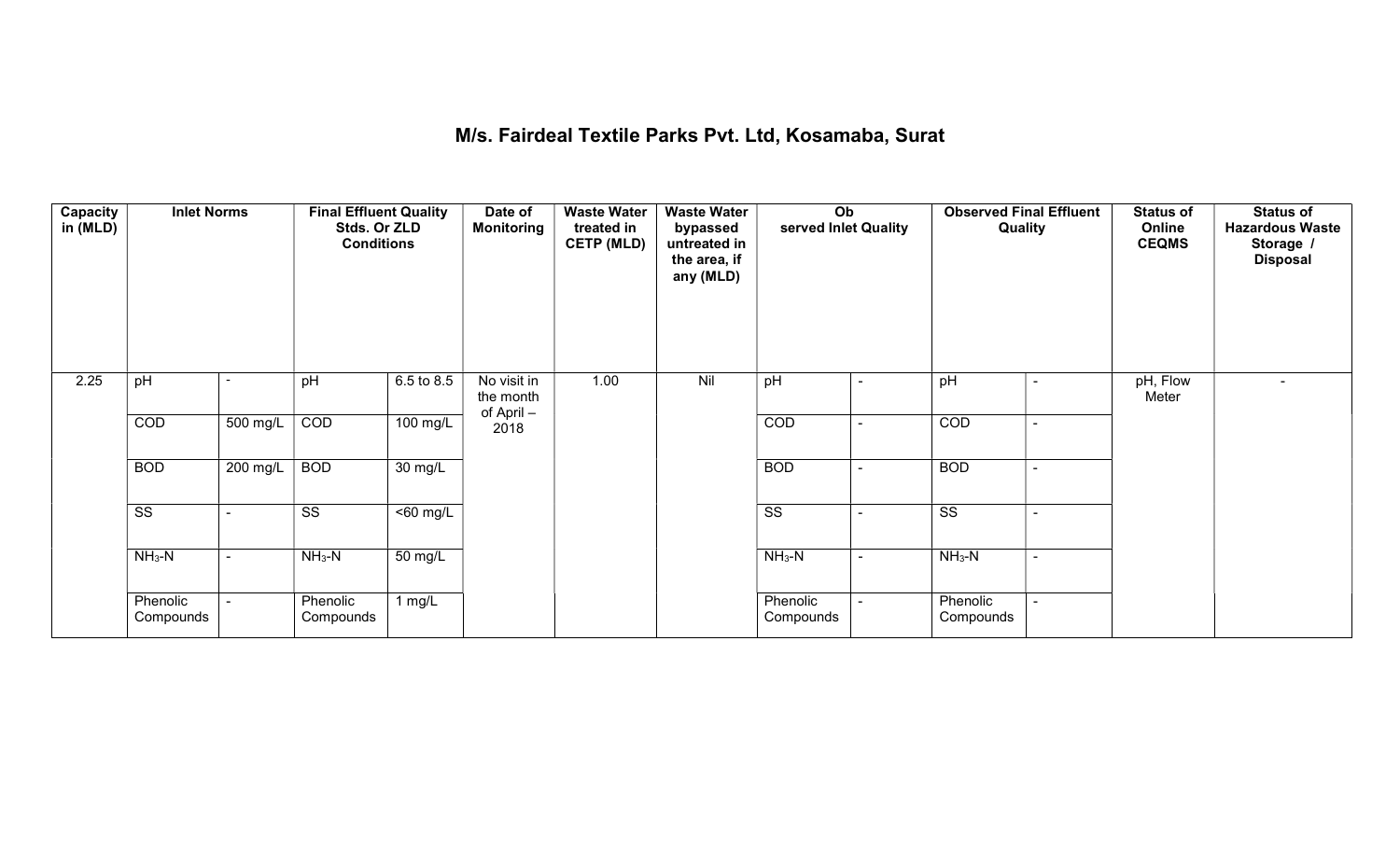# M/s. Fairdeal Textile Parks Pvt. Ltd, Kosamaba, Surat

| Capacity in (MLD) | Inlet Norms | | Final Effluent Quality Stds. Or ZLD Conditions | | Date of Monitoring | Waste Water treated in CETP (MLD) | Waste Water bypassed untreated in the area, if any (MLD) | Observed Inlet Quality | | Observed Final Effluent Quality | | Status of Online CEQMS | Status of Hazardous Waste Storage / Disposal |
|---|---|---|---|---|---|---|---|---|---|---|---|---|---|
| 2.25 | pH | - | pH | 6.5 to 8.5 | No visit in the month of April – 2018 | 1.00 | Nil | pH | - | pH | - | pH, Flow Meter | - |
| | COD | 500 mg/L | COD | 100 mg/L | | | | COD | - | COD | - | | |
| | BOD | 200 mg/L | BOD | 30 mg/L | | | | BOD | - | BOD | - | | |
| | SS | - | SS | <60 mg/L | | | | SS | - | SS | - | | |
| | $NH_3$-N | - | $NH_3$-N | 50 mg/L | | | | $NH_3$-N | - | $NH_3$-N | - | | |
| | Phenolic Compounds | - | Phenolic Compounds | 1 mg/L | | | | Phenolic Compounds | - | Phenolic Compounds | - | | |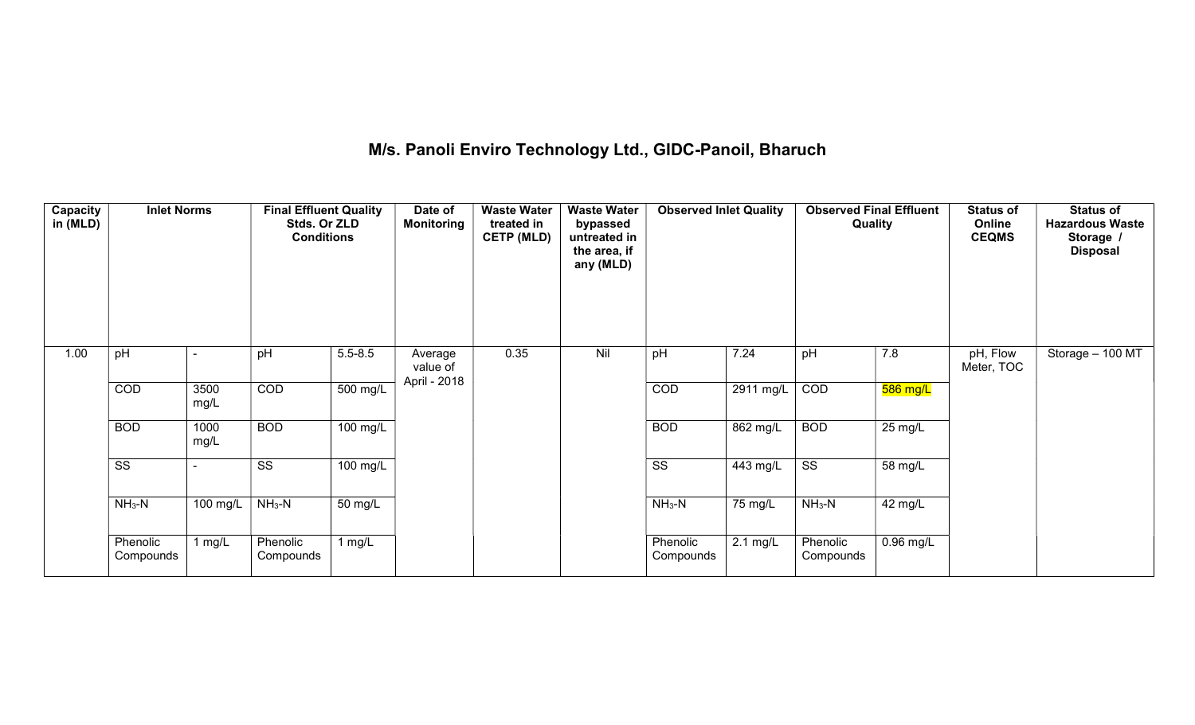# M/s. Panoli Enviro Technology Ltd., GIDC-Panoil, Bharuch

| Capacity in (MLD) | Inlet Norms | | Final Effluent Quality Stds. Or ZLD Conditions | | Date of Monitoring | Waste Water treated in CETP (MLD) | Waste Water bypassed untreated in the area, if any (MLD) | Observed Inlet Quality | | Observed Final Effluent Quality | | Status of Online CEQMS | Status of Hazardous Waste Storage / Disposal |
|---|---|---|---|---|---|---|---|---|---|---|---|---|---|
| 1.00 | pH | - | pH | 5.5-8.5 | Average value of April - 2018 | 0.35 | Nil | pH | 7.24 | pH | 7.8 | pH, Flow Meter, TOC | Storage – 100 MT |
| | COD | 3500 mg/L | COD | 500 mg/L | | | | COD | 2911 mg/L | COD | 586 mg/L | | |
| | BOD | 1000 mg/L | BOD | 100 mg/L | | | | BOD | 862 mg/L | BOD | 25 mg/L | | |
| | SS | - | SS | 100 mg/L | | | | SS | 443 mg/L | SS | 58 mg/L | | |
| | $NH_3$-N | 100 mg/L | $NH_3$-N | 50 mg/L | | | | $NH_3$-N | 75 mg/L | $NH_3$-N | 42 mg/L | | |
| | Phenolic Compounds | 1 mg/L | Phenolic Compounds | 1 mg/L | | | | Phenolic Compounds | 2.1 mg/L | Phenolic Compounds | 0.96 mg/L | | |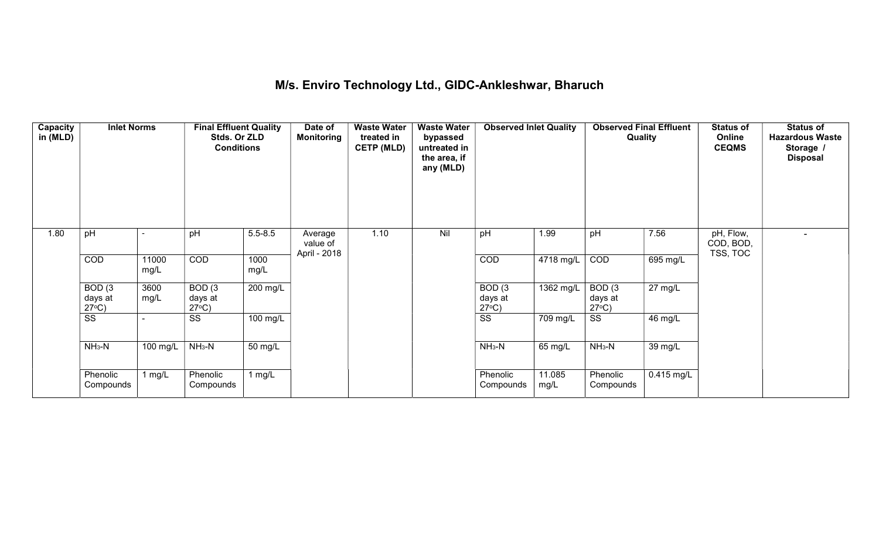# M/s. Enviro Technology Ltd., GIDC-Ankleshwar, Bharuch

| Capacity in (MLD) | Inlet Norms | | Final Effluent Quality Stds. Or ZLD Conditions | | Date of Monitoring | Waste Water treated in CETP (MLD) | Waste Water bypassed untreated in the area, if any (MLD) | Observed Inlet Quality | | Observed Final Effluent Quality | | Status of Online CEQMS | Status of Hazardous Waste Storage / Disposal |
|---|---|---|---|---|---|---|---|---|---|---|---|---|---|
| 1.80 | pH | - | pH | 5.5-8.5 | Average value of April - 2018 | 1.10 | Nil | pH | 1.99 | pH | 7.56 | pH, Flow, COD, BOD, TSS, TOC | - |
| | COD | 11000 mg/L | COD | 1000 mg/L | | | | COD | 4718 mg/L | COD | 695 mg/L | | |
| | BOD (3 days at 27°C) | 3600 mg/L | BOD (3 days at 27°C) | 200 mg/L | | | | BOD (3 days at 27°C) | 1362 mg/L | BOD (3 days at 27°C) | 27 mg/L | | |
| | SS | - | SS | 100 mg/L | | | | SS | 709 mg/L | SS | 46 mg/L | | |
| | $NH_3$-N | 100 mg/L | $NH_3$-N | 50 mg/L | | | | $NH_3$-N | 65 mg/L | $NH_3$-N | 39 mg/L | | |
| | Phenolic Compounds | 1 mg/L | Phenolic Compounds | 1 mg/L | | | | Phenolic Compounds | 11.085 mg/L | Phenolic Compounds | 0.415 mg/L | | |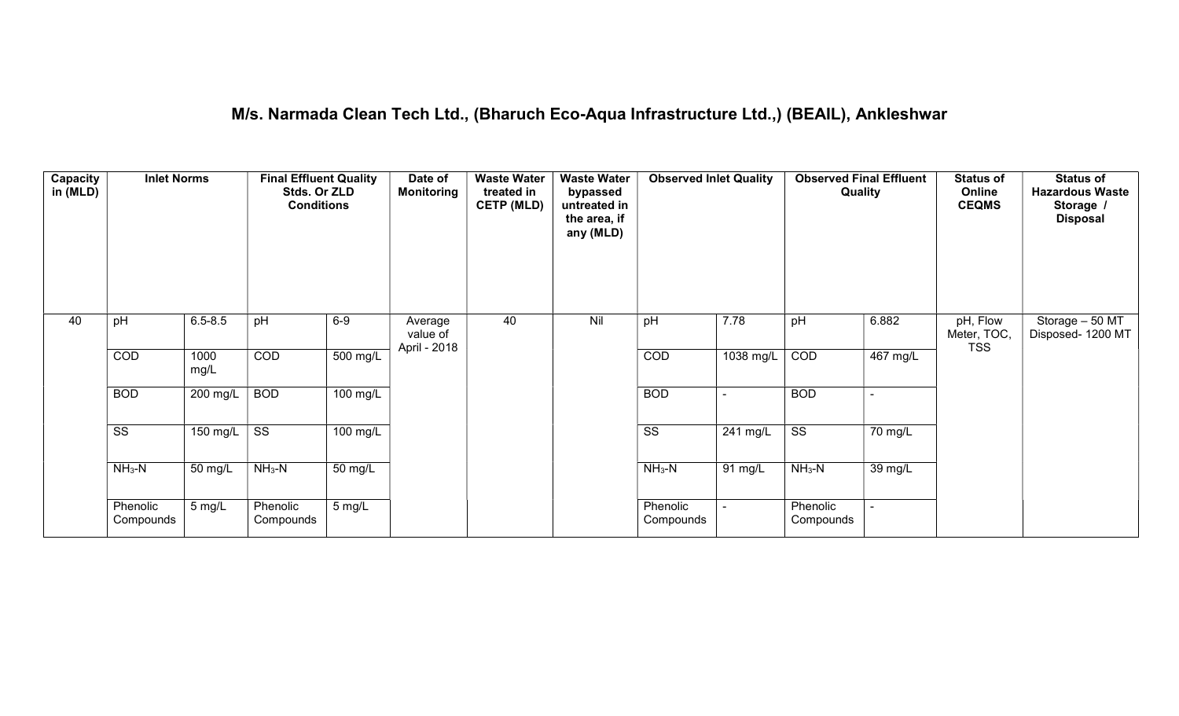# M/s. Narmada Clean Tech Ltd., (Bharuch Eco-Aqua Infrastructure Ltd.,) (BEAIL), Ankleshwar

| Capacity in (MLD) | Inlet Norms | | Final Effluent Quality Stds. Or ZLD Conditions | | Date of Monitoring | Waste Water treated in CETP (MLD) | Waste Water bypassed untreated in the area, if any (MLD) | Observed Inlet Quality | | Observed Final Effluent Quality | | Status of Online CEQMS | Status of Hazardous Waste Storage / Disposal |
|---|---|---|---|---|---|---|---|---|---|---|---|---|---|
| 40 | pH | 6.5-8.5 | pH | 6-9 | Average value of April - 2018 | 40 | Nil | pH | 7.78 | pH | 6.882 | pH, Flow Meter, TOC, TSS | Storage – 50 MT Disposed- 1200 MT |
| | COD | 1000 mg/L | COD | 500 mg/L | | | | COD | 1038 mg/L | COD | 467 mg/L | | |
| | BOD | 200 mg/L | BOD | 100 mg/L | | | | BOD | - | BOD | - | | |
| | SS | 150 mg/L | SS | 100 mg/L | | | | SS | 241 mg/L | SS | 70 mg/L | | |
| | $NH_3$-N | 50 mg/L | $NH_3$-N | 50 mg/L | | | | $NH_3$-N | 91 mg/L | $NH_3$-N | 39 mg/L | | |
| | Phenolic Compounds | 5 mg/L | Phenolic Compounds | 5 mg/L | | | | Phenolic Compounds | - | Phenolic Compounds | - | | |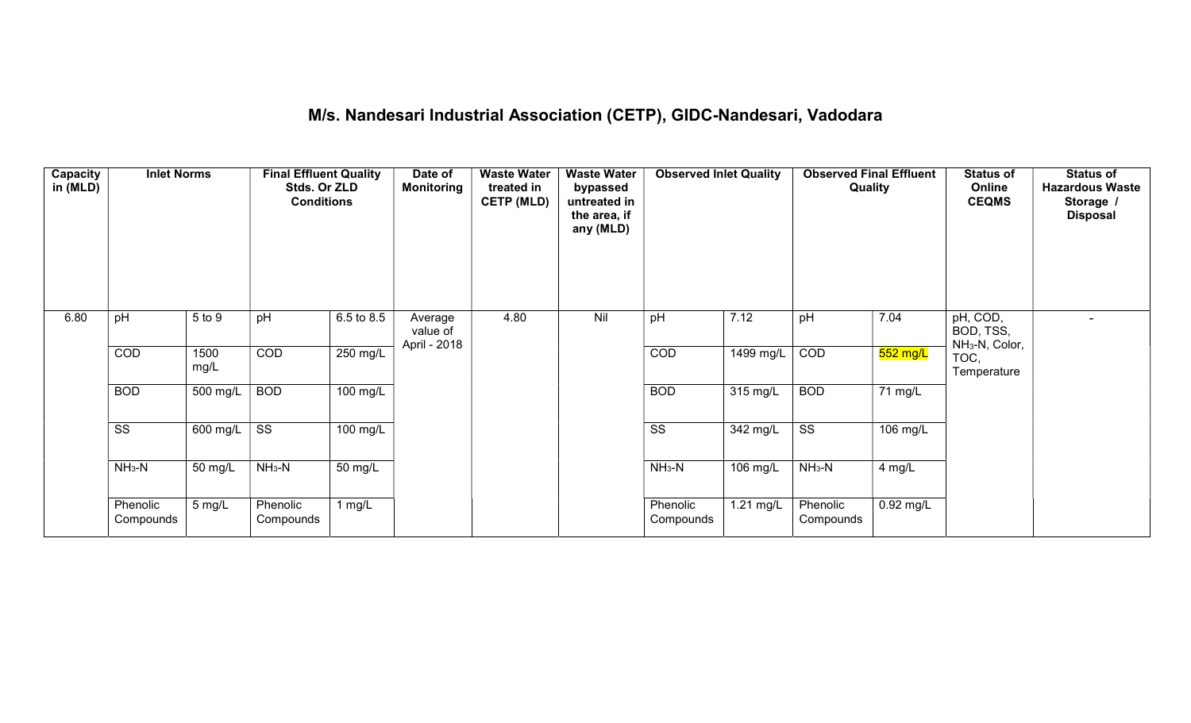# M/s. Nandesari Industrial Association (CETP), GIDC-Nandesari, Vadodara

| Capacity in (MLD) | Inlet Norms | | Final Effluent Quality Stds. Or ZLD Conditions | | Date of Monitoring | Waste Water treated in CETP (MLD) | Waste Water bypassed untreated in the area, if any (MLD) | Observed Inlet Quality | | Observed Final Effluent Quality | | Status of Online CEQMS | Status of Hazardous Waste Storage / Disposal |
|---|---|---|---|---|---|---|---|---|---|---|---|---|---|
| 6.80 | pH | 5 to 9 | pH | 6.5 to 8.5 | Average value of April - 2018 | 4.80 | Nil | pH | 7.12 | pH | 7.04 | pH, COD, BOD, TSS, $NH_3$-N, Color, TOC, Temperature | - |
| | COD | 1500 mg/L | COD | 250 mg/L | | | | COD | 1499 mg/L | COD | 552 mg/L | | |
| | BOD | 500 mg/L | BOD | 100 mg/L | | | | BOD | 315 mg/L | BOD | 71 mg/L | | |
| | SS | 600 mg/L | SS | 100 mg/L | | | | SS | 342 mg/L | SS | 106 mg/L | | |
| | $NH_3$-N | 50 mg/L | $NH_3$-N | 50 mg/L | | | | $NH_3$-N | 106 mg/L | $NH_3$-N | 4 mg/L | | |
| | Phenolic Compounds | 5 mg/L | Phenolic Compounds | 1 mg/L | | | | Phenolic Compounds | 1.21 mg/L | Phenolic Compounds | 0.92 mg/L | | |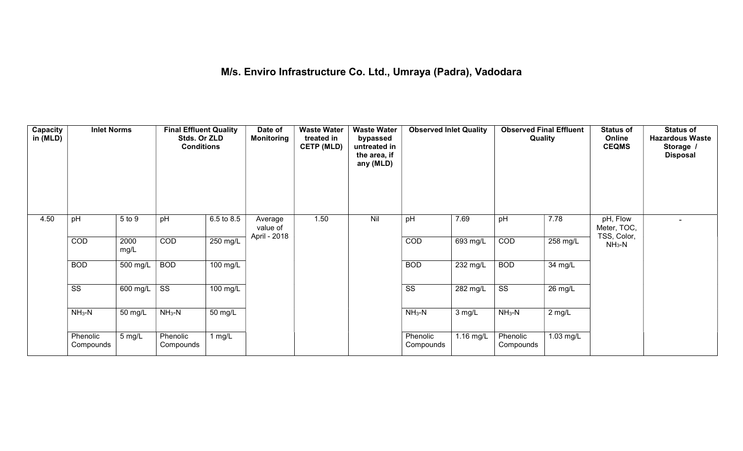# M/s. Enviro Infrastructure Co. Ltd., Umraya (Padra), Vadodara

| Capacity in (MLD) | Inlet Norms | | Final Effluent Quality Stds. Or ZLD Conditions | | Date of Monitoring | Waste Water treated in CETP (MLD) | Waste Water bypassed untreated in the area, if any (MLD) | Observed Inlet Quality | | Observed Final Effluent Quality | | Status of Online CEQMS | Status of Hazardous Waste Storage / Disposal |
|---|---|---|---|---|---|---|---|---|---|---|---|---|---|
| 4.50 | pH | 5 to 9 | pH | 6.5 to 8.5 | Average value of April - 2018 | 1.50 | Nil | pH | 7.69 | pH | 7.78 | pH, Flow Meter, TOC, TSS, Color, $NH_3$-N | - |
| | COD | 2000 mg/L | COD | 250 mg/L | | | | COD | 693 mg/L | COD | 258 mg/L | | |
| | BOD | 500 mg/L | BOD | 100 mg/L | | | | BOD | 232 mg/L | BOD | 34 mg/L | | |
| | SS | 600 mg/L | SS | 100 mg/L | | | | SS | 282 mg/L | SS | 26 mg/L | | |
| | $NH_3$-N | 50 mg/L | $NH_3$-N | 50 mg/L | | | | $NH_3$-N | 3 mg/L | $NH_3$-N | 2 mg/L | | |
| | Phenolic Compounds | 5 mg/L | Phenolic Compounds | 1 mg/L | | | | Phenolic Compounds | 1.16 mg/L | Phenolic Compounds | 1.03 mg/L | | |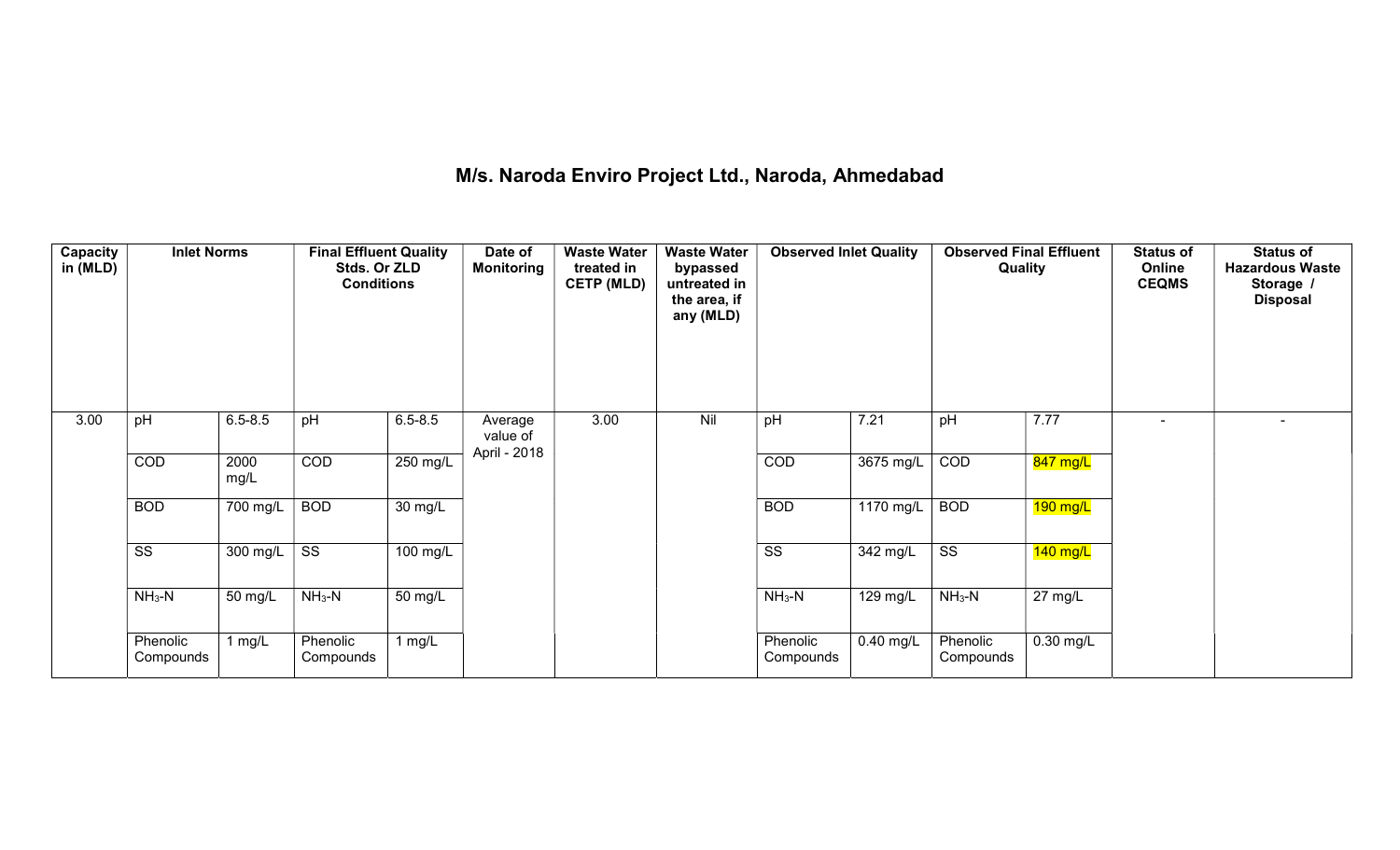# M/s. Naroda Enviro Project Ltd., Naroda, Ahmedabad

| Capacity in (MLD) | Inlet Norms | | Final Effluent Quality Stds. Or ZLD Conditions | | Date of Monitoring | Waste Water treated in CETP (MLD) | Waste Water bypassed untreated in the area, if any (MLD) | Observed Inlet Quality | | Observed Final Effluent Quality | | Status of Online CEQMS | Status of Hazardous Waste Storage / Disposal |
|---|---|---|---|---|---|---|---|---|---|---|---|---|---|
| 3.00 | pH | 6.5-8.5 | pH | 6.5-8.5 | Average value of April - 2018 | 3.00 | Nil | pH | 7.21 | pH | 7.77 | - | - |
| | COD | 2000 mg/L | COD | 250 mg/L | | | | COD | 3675 mg/L | COD | 847 mg/L | | |
| | BOD | 700 mg/L | BOD | 30 mg/L | | | | BOD | 1170 mg/L | BOD | 190 mg/L | | |
| | SS | 300 mg/L | SS | 100 mg/L | | | | SS | 342 mg/L | SS | 140 mg/L | | |
| | $NH_3$-N | 50 mg/L | $NH_3$-N | 50 mg/L | | | | $NH_3$-N | 129 mg/L | $NH_3$-N | 27 mg/L | | |
| | Phenolic Compounds | 1 mg/L | Phenolic Compounds | 1 mg/L | | | | Phenolic Compounds | 0.40 mg/L | Phenolic Compounds | 0.30 mg/L | | |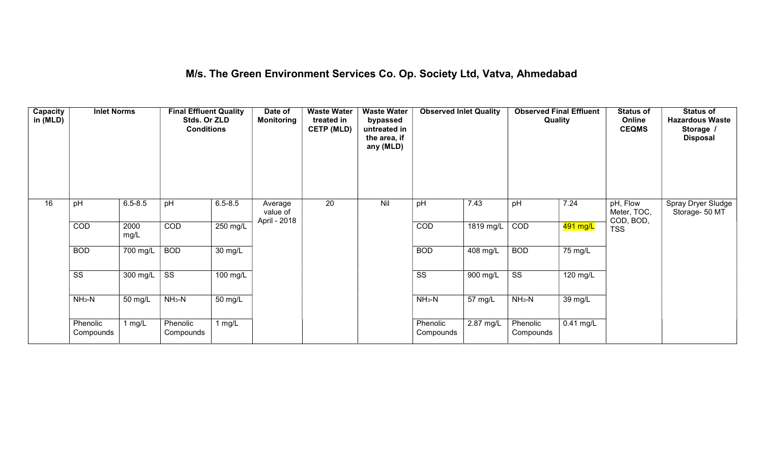# M/s. The Green Environment Services Co. Op. Society Ltd, Vatva, Ahmedabad

| Capacity in (MLD) | Inlet Norms | | Final Effluent Quality Stds. Or ZLD Conditions | | Date of Monitoring | Waste Water treated in CETP (MLD) | Waste Water bypassed untreated in the area, if any (MLD) | Observed Inlet Quality | | Observed Final Effluent Quality | | Status of Online CEQMS | Status of Hazardous Waste Storage / Disposal |
|---|---|---|---|---|---|---|---|---|---|---|---|---|---|
| 16 | pH | 6.5-8.5 | pH | 6.5-8.5 | Average value of April - 2018 | 20 | Nil | pH | 7.43 | pH | 7.24 | pH, Flow Meter, TOC, COD, BOD, TSS | Spray Dryer Sludge Storage- 50 MT |
| | COD | 2000 mg/L | COD | 250 mg/L | | | | COD | 1819 mg/L | COD | 491 mg/L | | |
| | BOD | 700 mg/L | BOD | 30 mg/L | | | | BOD | 408 mg/L | BOD | 75 mg/L | | |
| | SS | 300 mg/L | SS | 100 mg/L | | | | SS | 900 mg/L | SS | 120 mg/L | | |
| | $NH_3$-N | 50 mg/L | $NH_3$-N | 50 mg/L | | | | $NH_3$-N | 57 mg/L | $NH_3$-N | 39 mg/L | | |
| | Phenolic Compounds | 1 mg/L | Phenolic Compounds | 1 mg/L | | | | Phenolic Compounds | 2.87 mg/L | Phenolic Compounds | 0.41 mg/L | | |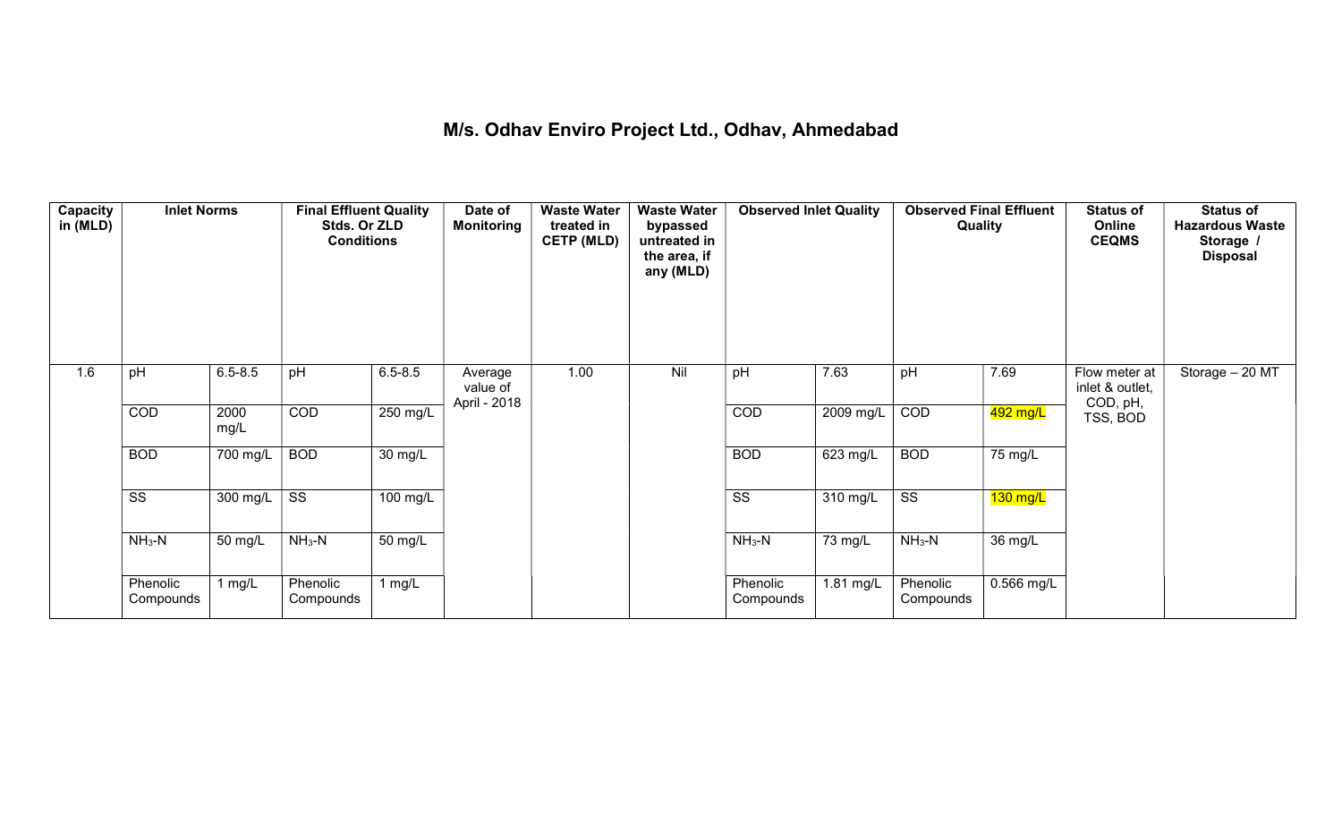# M/s. Odhav Enviro Project Ltd., Odhav, Ahmedabad

| Capacity in (MLD) | Inlet Norms | | Final Effluent Quality Stds. Or ZLD Conditions | | Date of Monitoring | Waste Water treated in CETP (MLD) | Waste Water bypassed untreated in the area, if any (MLD) | Observed Inlet Quality | | Observed Final Effluent Quality | | Status of Online CEQMS | Status of Hazardous Waste Storage / Disposal |
|---|---|---|---|---|---|---|---|---|---|---|---|---|---|
| 1.6 | pH | 6.5-8.5 | pH | 6.5-8.5 | Average value of April - 2018 | 1.00 | Nil | pH | 7.63 | pH | 7.69 | Flow meter at inlet & outlet, COD, pH, TSS, BOD | Storage – 20 MT |
| | COD | 2000 mg/L | COD | 250 mg/L | | | | COD | 2009 mg/L | COD | 492 mg/L | | |
| | BOD | 700 mg/L | BOD | 30 mg/L | | | | BOD | 623 mg/L | BOD | 75 mg/L | | |
| | SS | 300 mg/L | SS | 100 mg/L | | | | SS | 310 mg/L | SS | 130 mg/L | | |
| | $NH_3$-N | 50 mg/L | $NH_3$-N | 50 mg/L | | | | $NH_3$-N | 73 mg/L | $NH_3$-N | 36 mg/L | | |
| | Phenolic Compounds | 1 mg/L | Phenolic Compounds | 1 mg/L | | | | Phenolic Compounds | 1.81 mg/L | Phenolic Compounds | 0.566 mg/L | | |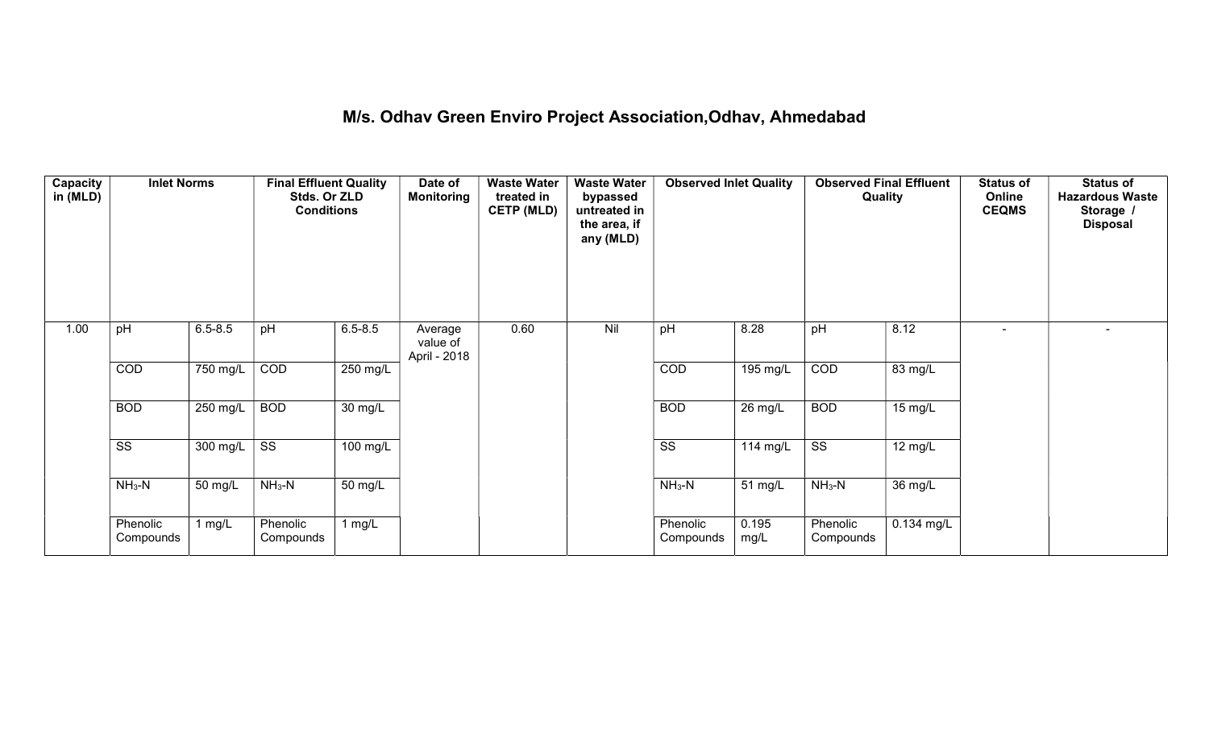# M/s. Odhav Green Enviro Project Association,Odhav, Ahmedabad

| Capacity in (MLD) | Inlet Norms | | Final Effluent Quality Stds. Or ZLD Conditions | | Date of Monitoring | Waste Water treated in CETP (MLD) | Waste Water bypassed untreated in the area, if any (MLD) | Observed Inlet Quality | | Observed Final Effluent Quality | | Status of Online CEQMS | Status of Hazardous Waste Storage / Disposal |
|---|---|---|---|---|---|---|---|---|---|---|---|---|---|
| 1.00 | pH | 6.5-8.5 | pH | 6.5-8.5 | Average value of April - 2018 | 0.60 | Nil | pH | 8.28 | pH | 8.12 | - | - |
| | COD | 750 mg/L | COD | 250 mg/L | | | | COD | 195 mg/L | COD | 83 mg/L | | |
| | BOD | 250 mg/L | BOD | 30 mg/L | | | | BOD | 26 mg/L | BOD | 15 mg/L | | |
| | SS | 300 mg/L | SS | 100 mg/L | | | | SS | 114 mg/L | SS | 12 mg/L | | |
| | $NH_3$-N | 50 mg/L | $NH_3$-N | 50 mg/L | | | | $NH_3$-N | 51 mg/L | $NH_3$-N | 36 mg/L | | |
| | Phenolic Compounds | 1 mg/L | Phenolic Compounds | 1 mg/L | | | | Phenolic Compounds | 0.195 mg/L | Phenolic Compounds | 0.134 mg/L | | |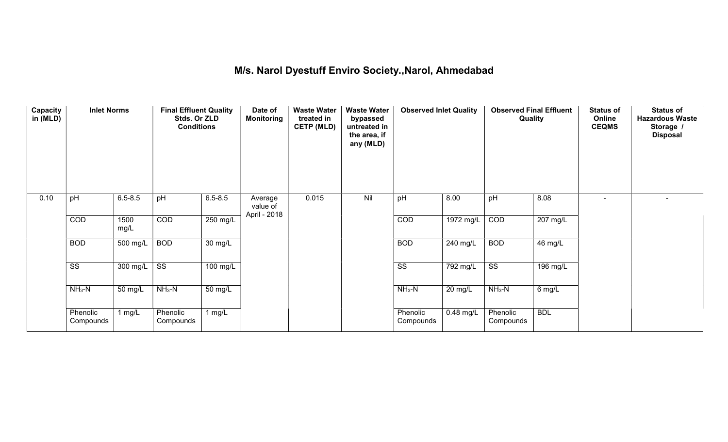# M/s. Narol Dyestuff Enviro Society.,Narol, Ahmedabad

| Capacity in (MLD) | Inlet Norms | | Final Effluent Quality Stds. Or ZLD Conditions | | Date of Monitoring | Waste Water treated in CETP (MLD) | Waste Water bypassed untreated in the area, if any (MLD) | Observed Inlet Quality | | Observed Final Effluent Quality | | Status of Online CEQMS | Status of Hazardous Waste Storage / Disposal |
|---|---|---|---|---|---|---|---|---|---|---|---|---|---|
| 0.10 | pH | 6.5-8.5 | pH | 6.5-8.5 | Average value of April - 2018 | 0.015 | Nil | pH | 8.00 | pH | 8.08 | - | - |
| | COD | 1500 mg/L | COD | 250 mg/L | | | | COD | 1972 mg/L | COD | 207 mg/L | | |
| | BOD | 500 mg/L | BOD | 30 mg/L | | | | BOD | 240 mg/L | BOD | 46 mg/L | | |
| | SS | 300 mg/L | SS | 100 mg/L | | | | SS | 792 mg/L | SS | 196 mg/L | | |
| | $NH_3$-N | 50 mg/L | $NH_3$-N | 50 mg/L | | | | $NH_3$-N | 20 mg/L | $NH_3$-N | 6 mg/L | | |
| | Phenolic Compounds | 1 mg/L | Phenolic Compounds | 1 mg/L | | | | Phenolic Compounds | 0.48 mg/L | Phenolic Compounds | BDL | | |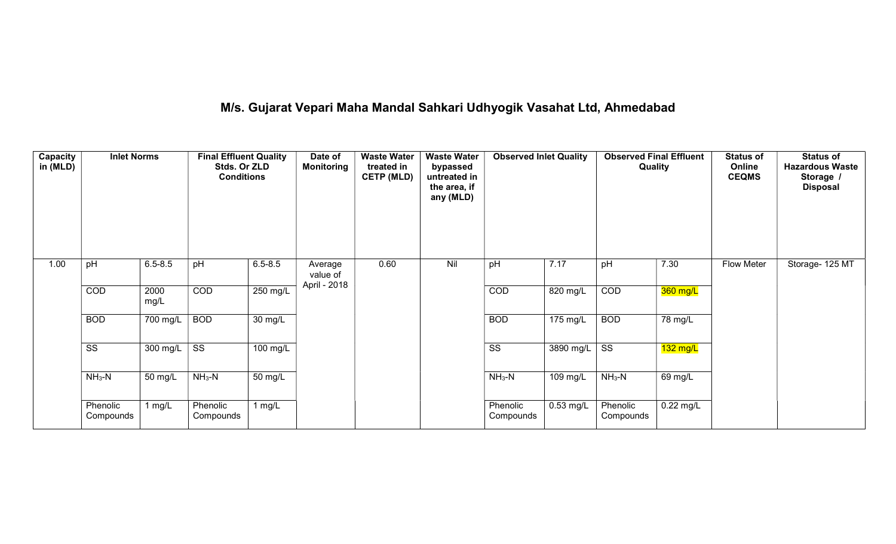# M/s. Gujarat Vepari Maha Mandal Sahkari Udhyogik Vasahat Ltd, Ahmedabad

| Capacity in (MLD) | Inlet Norms | | Final Effluent Quality Stds. Or ZLD Conditions | | Date of Monitoring | Waste Water treated in CETP (MLD) | Waste Water bypassed untreated in the area, if any (MLD) | Observed Inlet Quality | | Observed Final Effluent Quality | | Status of Online CEQMS | Status of Hazardous Waste Storage / Disposal |
|---|---|---|---|---|---|---|---|---|---|---|---|---|---|
| 1.00 | pH | 6.5-8.5 | pH | 6.5-8.5 | Average value of April - 2018 | 0.60 | Nil | pH | 7.17 | pH | 7.30 | Flow Meter | Storage- 125 MT |
| | COD | 2000 mg/L | COD | 250 mg/L | | | | COD | 820 mg/L | COD | 360 mg/L | | |
| | BOD | 700 mg/L | BOD | 30 mg/L | | | | BOD | 175 mg/L | BOD | 78 mg/L | | |
| | SS | 300 mg/L | SS | 100 mg/L | | | | SS | 3890 mg/L | SS | 132 mg/L | | |
| | $NH_3$-N | 50 mg/L | $NH_3$-N | 50 mg/L | | | | $NH_3$-N | 109 mg/L | $NH_3$-N | 69 mg/L | | |
| | Phenolic Compounds | 1 mg/L | Phenolic Compounds | 1 mg/L | | | | Phenolic Compounds | 0.53 mg/L | Phenolic Compounds | 0.22 mg/L | | |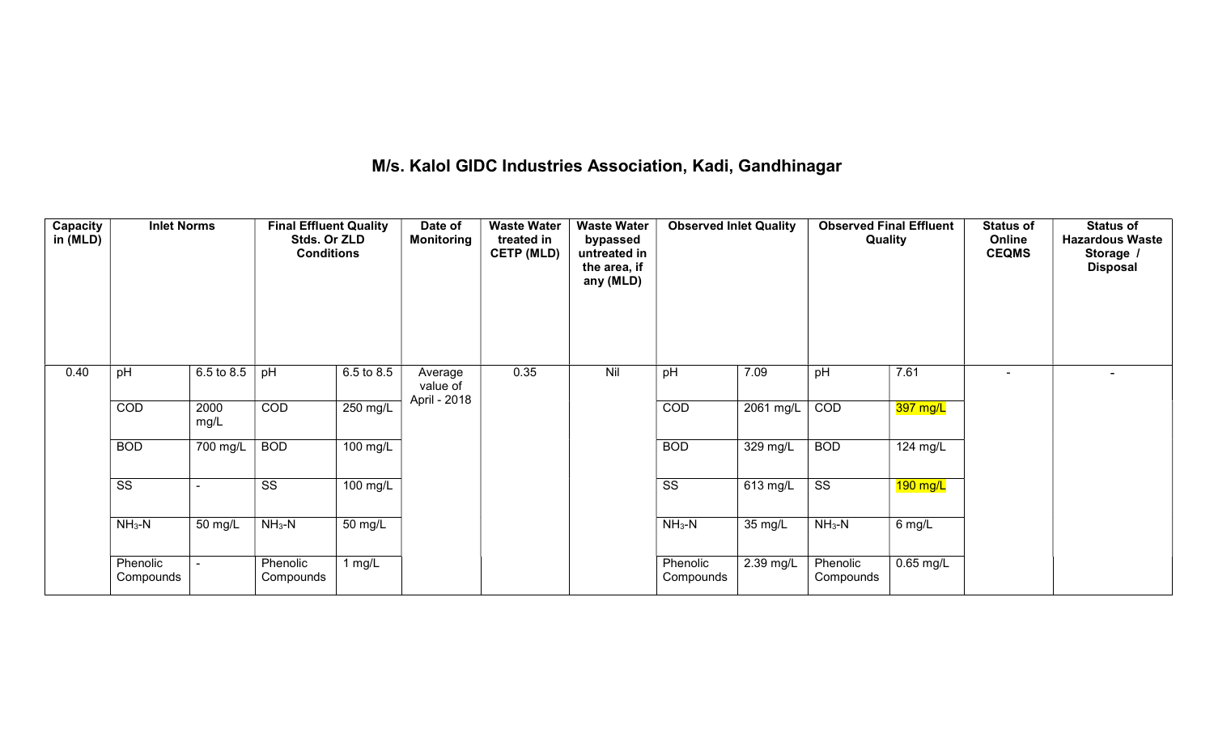# M/s. Kalol GIDC Industries Association, Kadi, Gandhinagar

| Capacity in (MLD) | Inlet Norms | | Final Effluent Quality Stds. Or ZLD Conditions | | Date of Monitoring | Waste Water treated in CETP (MLD) | Waste Water bypassed untreated in the area, if any (MLD) | Observed Inlet Quality | | Observed Final Effluent Quality | | Status of Online CEQMS | Status of Hazardous Waste Storage / Disposal |
|---|---|---|---|---|---|---|---|---|---|---|---|---|---|
| 0.40 | pH | 6.5 to 8.5 | pH | 6.5 to 8.5 | Average value of April - 2018 | 0.35 | Nil | pH | 7.09 | pH | 7.61 | - | - |
| | COD | 2000 mg/L | COD | 250 mg/L | | | | COD | 2061 mg/L | COD | 397 mg/L | | |
| | BOD | 700 mg/L | BOD | 100 mg/L | | | | BOD | 329 mg/L | BOD | 124 mg/L | | |
| | SS | - | SS | 100 mg/L | | | | SS | 613 mg/L | SS | 190 mg/L | | |
| | $NH_3$-N | 50 mg/L | $NH_3$-N | 50 mg/L | | | | $NH_3$-N | 35 mg/L | $NH_3$-N | 6 mg/L | | |
| | Phenolic Compounds | - | Phenolic Compounds | 1 mg/L | | | | Phenolic Compounds | 2.39 mg/L | Phenolic Compounds | 0.65 mg/L | | |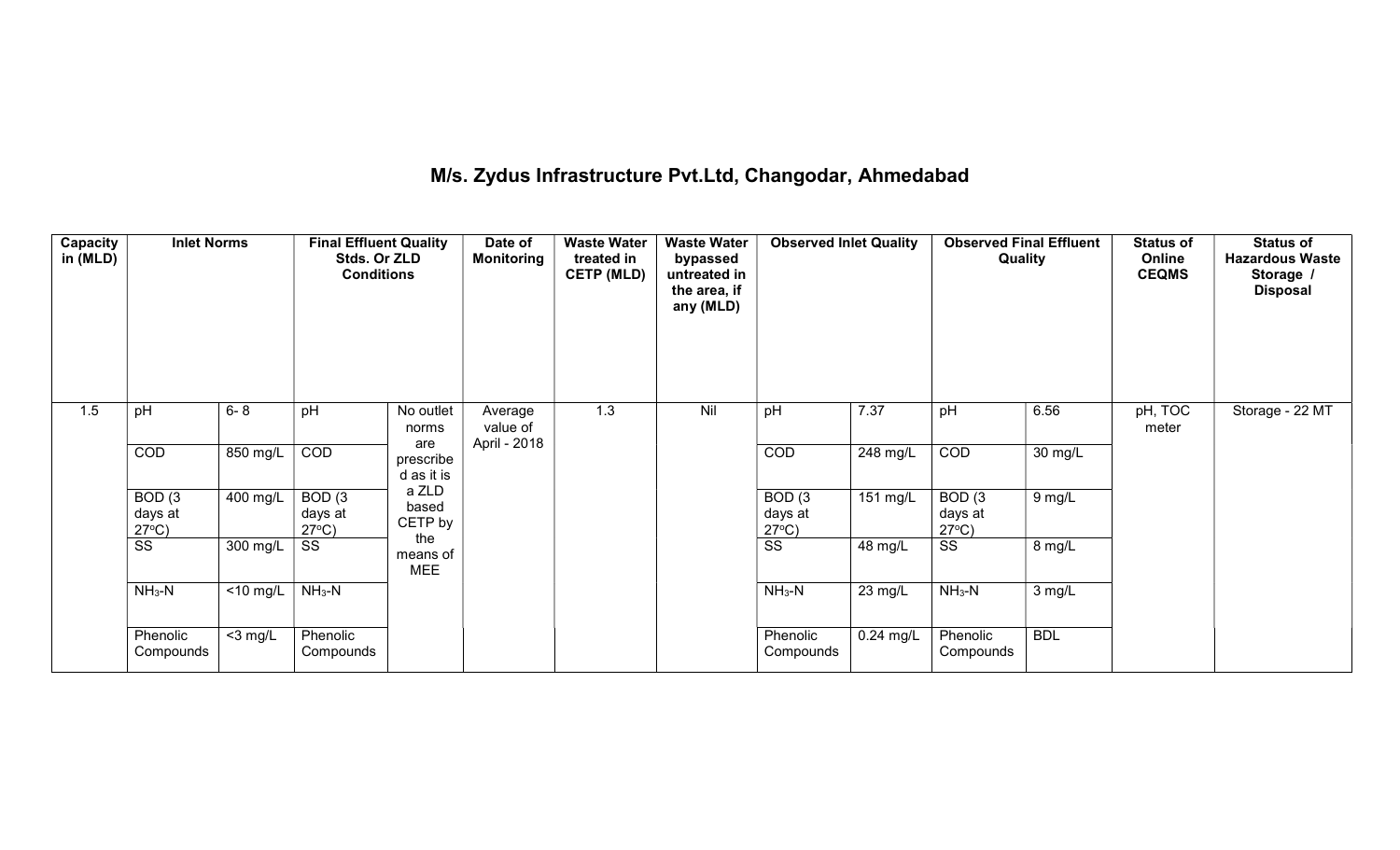# M/s. Zydus Infrastructure Pvt.Ltd, Changodar, Ahmedabad

| Capacity in (MLD) | Inlet Norms | | Final Effluent Quality Stds. Or ZLD Conditions | | Date of Monitoring | Waste Water treated in CETP (MLD) | Waste Water bypassed untreated in the area, if any (MLD) | Observed Inlet Quality | | Observed Final Effluent Quality | | Status of Online CEQMS | Status of Hazardous Waste Storage / Disposal |
|---|---|---|---|---|---|---|---|---|---|---|---|---|---|
| 1.5 | pH | 6- 8 | pH | No outlet norms are prescribed as it is a ZLD based CETP by the means of MEE | Average value of April - 2018 | 1.3 | Nil | pH | 7.37 | pH | 6.56 | pH, TOC meter | Storage - 22 MT |
| | COD | 850 mg/L | COD | | | | | COD | 248 mg/L | COD | 30 mg/L | | |
| | BOD (3 days at 27°C) | 400 mg/L | BOD (3 days at 27°C) | | | | | BOD (3 days at 27°C) | 151 mg/L | BOD (3 days at 27°C) | 9 mg/L | | |
| | SS | 300 mg/L | SS | | | | | SS | 48 mg/L | SS | 8 mg/L | | |
| | $NH_3$-N | <10 mg/L | $NH_3$-N | | | | | $NH_3$-N | 23 mg/L | $NH_3$-N | 3 mg/L | | |
| | Phenolic Compounds | <3 mg/L | Phenolic Compounds | | | | | Phenolic Compounds | 0.24 mg/L | Phenolic Compounds | BDL | | |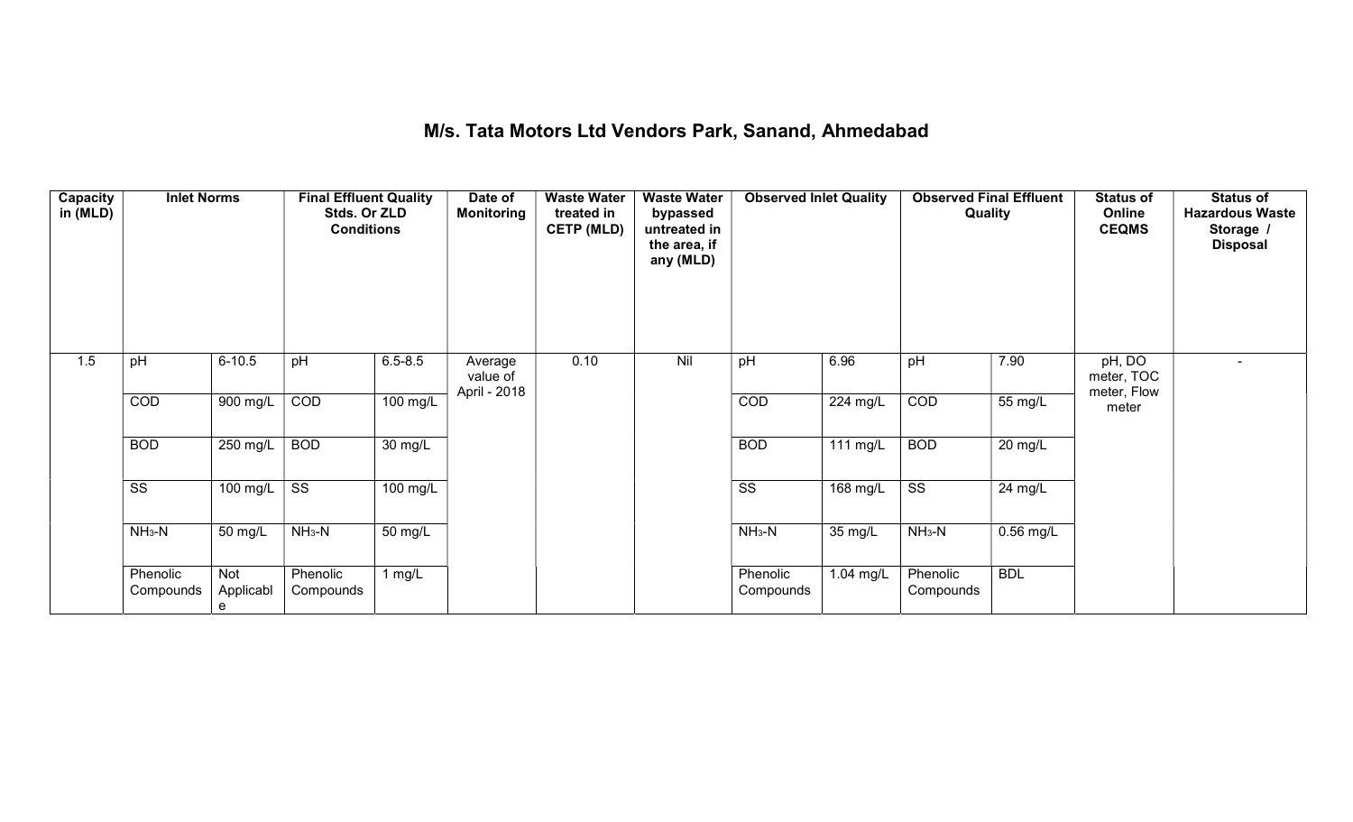# M/s. Tata Motors Ltd Vendors Park, Sanand, Ahmedabad

| Capacity in (MLD) | Inlet Norms | | Final Effluent Quality Stds. Or ZLD Conditions | | Date of Monitoring | Waste Water treated in CETP (MLD) | Waste Water bypassed untreated in the area, if any (MLD) | Observed Inlet Quality | | Observed Final Effluent Quality | | Status of Online CEQMS | Status of Hazardous Waste Storage / Disposal |
|---|---|---|---|---|---|---|---|---|---|---|---|---|---|
| 1.5 | pH | 6-10.5 | pH | 6.5-8.5 | Average value of April - 2018 | 0.10 | Nil | pH | 6.96 | pH | 7.90 | pH, DO meter, TOC meter, Flow meter | - |
| | COD | 900 mg/L | COD | 100 mg/L | | | | COD | 224 mg/L | COD | 55 mg/L | | |
| | BOD | 250 mg/L | BOD | 30 mg/L | | | | BOD | 111 mg/L | BOD | 20 mg/L | | |
| | SS | 100 mg/L | SS | 100 mg/L | | | | SS | 168 mg/L | SS | 24 mg/L | | |
| | $NH_3$-N | 50 mg/L | $NH_3$-N | 50 mg/L | | | | $NH_3$-N | 35 mg/L | $NH_3$-N | 0.56 mg/L | | |
| | Phenolic Compounds | Not Applicable | Phenolic Compounds | 1 mg/L | | | | Phenolic Compounds | 1.04 mg/L | Phenolic Compounds | BDL | | |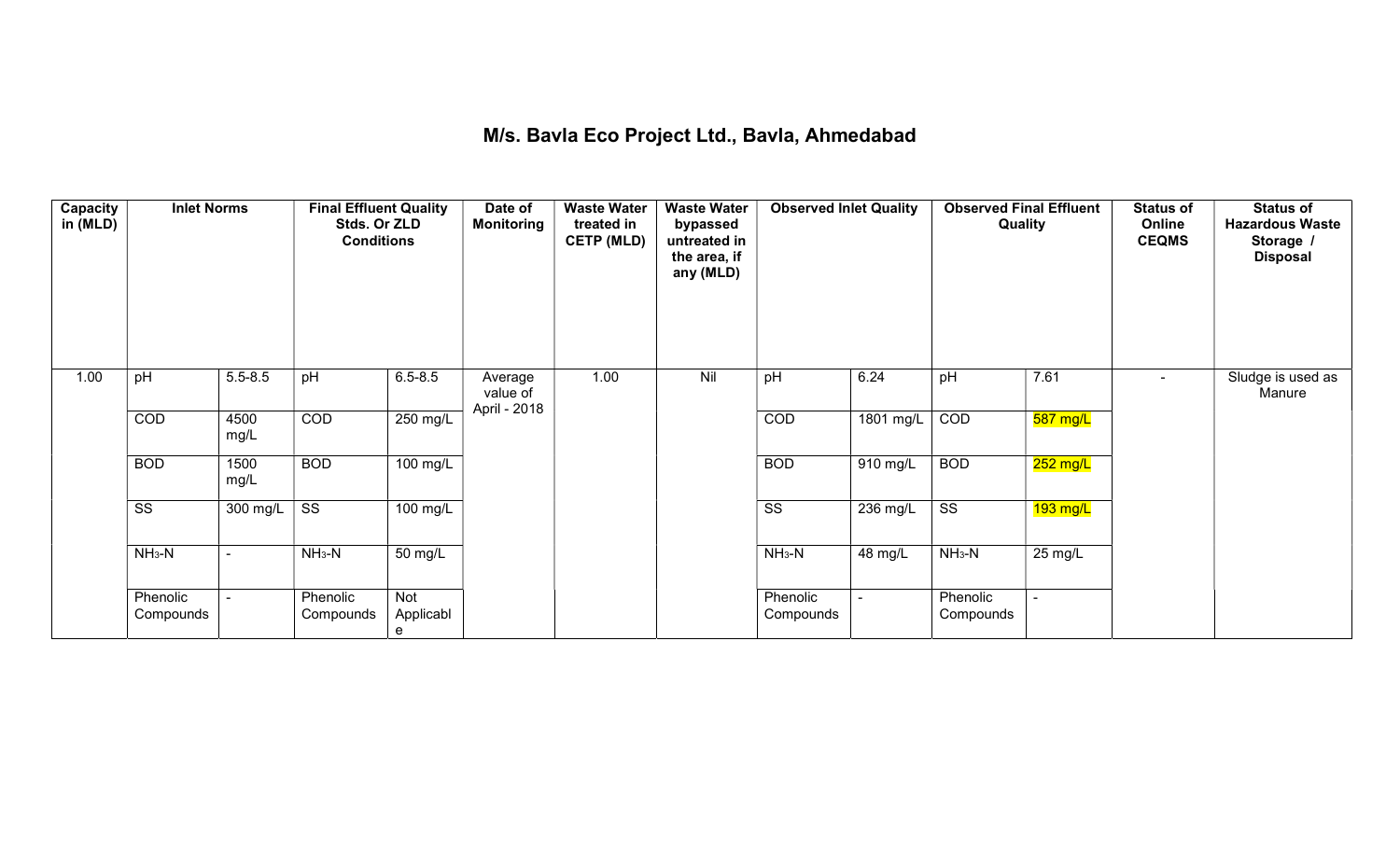# M/s. Bavla Eco Project Ltd., Bavla, Ahmedabad

| Capacity in (MLD) | Inlet Norms | | Final Effluent Quality Stds. Or ZLD Conditions | | Date of Monitoring | Waste Water treated in CETP (MLD) | Waste Water bypassed untreated in the area, if any (MLD) | Observed Inlet Quality | | Observed Final Effluent Quality | | Status of Online CEQMS | Status of Hazardous Waste Storage / Disposal |
|---|---|---|---|---|---|---|---|---|---|---|---|---|---|
| 1.00 | pH | 5.5-8.5 | pH | 6.5-8.5 | Average value of April - 2018 | 1.00 | Nil | pH | 6.24 | pH | 7.61 | - | Sludge is used as Manure |
| | COD | 4500 mg/L | COD | 250 mg/L | | | | COD | 1801 mg/L | COD | 587 mg/L | | |
| | BOD | 1500 mg/L | BOD | 100 mg/L | | | | BOD | 910 mg/L | BOD | 252 mg/L | | |
| | SS | 300 mg/L | SS | 100 mg/L | | | | SS | 236 mg/L | SS | 193 mg/L | | |
| | $NH_3$-N | - | $NH_3$-N | 50 mg/L | | | | $NH_3$-N | 48 mg/L | $NH_3$-N | 25 mg/L | | |
| | Phenolic Compounds | - | Phenolic Compounds | Not Applicable | | | | Phenolic Compounds | - | Phenolic Compounds | - | | |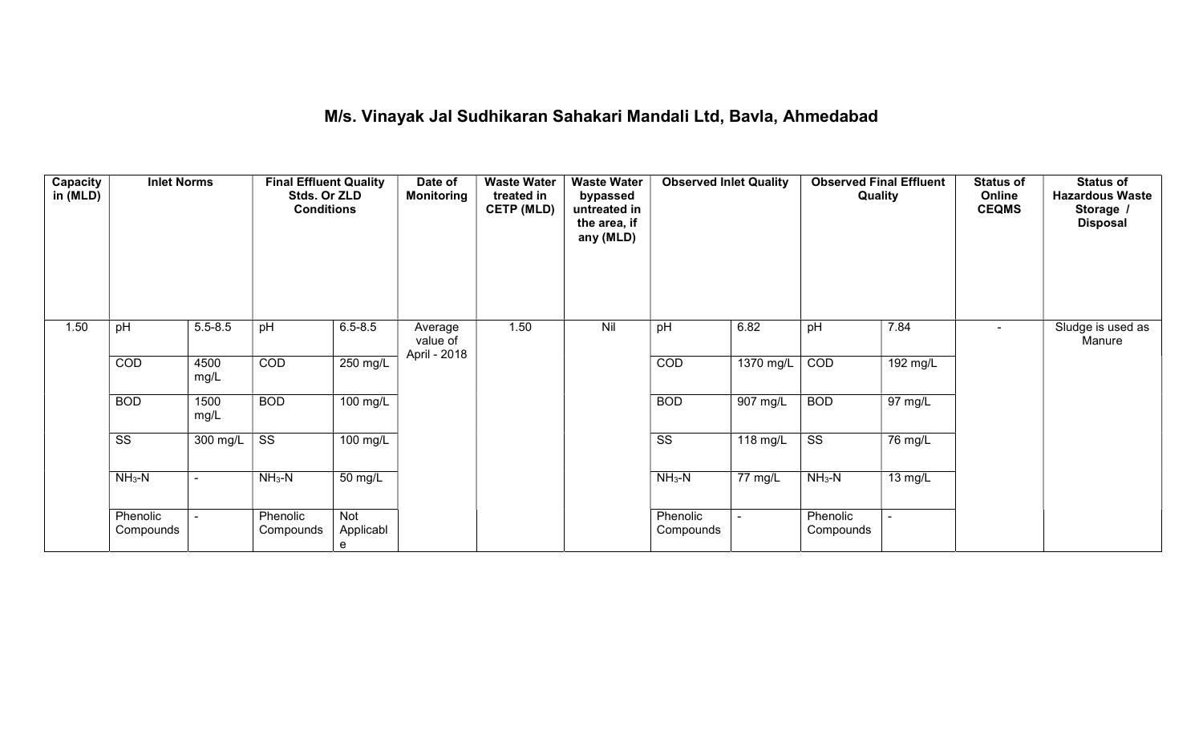## M/s. Vinayak Jal Sudhikaran Sahakari Mandali Ltd, Bavla, Ahmedabad

| Capacity in (MLD) | Inlet Norms | | Final Effluent Quality Stds. Or ZLD Conditions | | Date of Monitoring | Waste Water treated in CETP (MLD) | Waste Water bypassed untreated in the area, if any (MLD) | Observed Inlet Quality | | Observed Final Effluent Quality | | Status of Online CEQMS | Status of Hazardous Waste Storage / Disposal |
|---|---|---|---|---|---|---|---|---|---|---|---|---|---|
| 1.50 | pH | 5.5-8.5 | pH | 6.5-8.5 | Average value of April - 2018 | 1.50 | Nil | pH | 6.82 | pH | 7.84 | - | Sludge is used as Manure |
| | COD | 4500 mg/L | COD | 250 mg/L | | | | COD | 1370 mg/L | COD | 192 mg/L | | |
| | BOD | 1500 mg/L | BOD | 100 mg/L | | | | BOD | 907 mg/L | BOD | 97 mg/L | | |
| | SS | 300 mg/L | SS | 100 mg/L | | | | SS | 118 mg/L | SS | 76 mg/L | | |
| | $NH_3$-N | - | $NH_3$-N | 50 mg/L | | | | $NH_3$-N | 77 mg/L | $NH_3$-N | 13 mg/L | | |
| | Phenolic Compounds | - | Phenolic Compounds | Not Applicable | | | | Phenolic Compounds | - | Phenolic Compounds | - | | |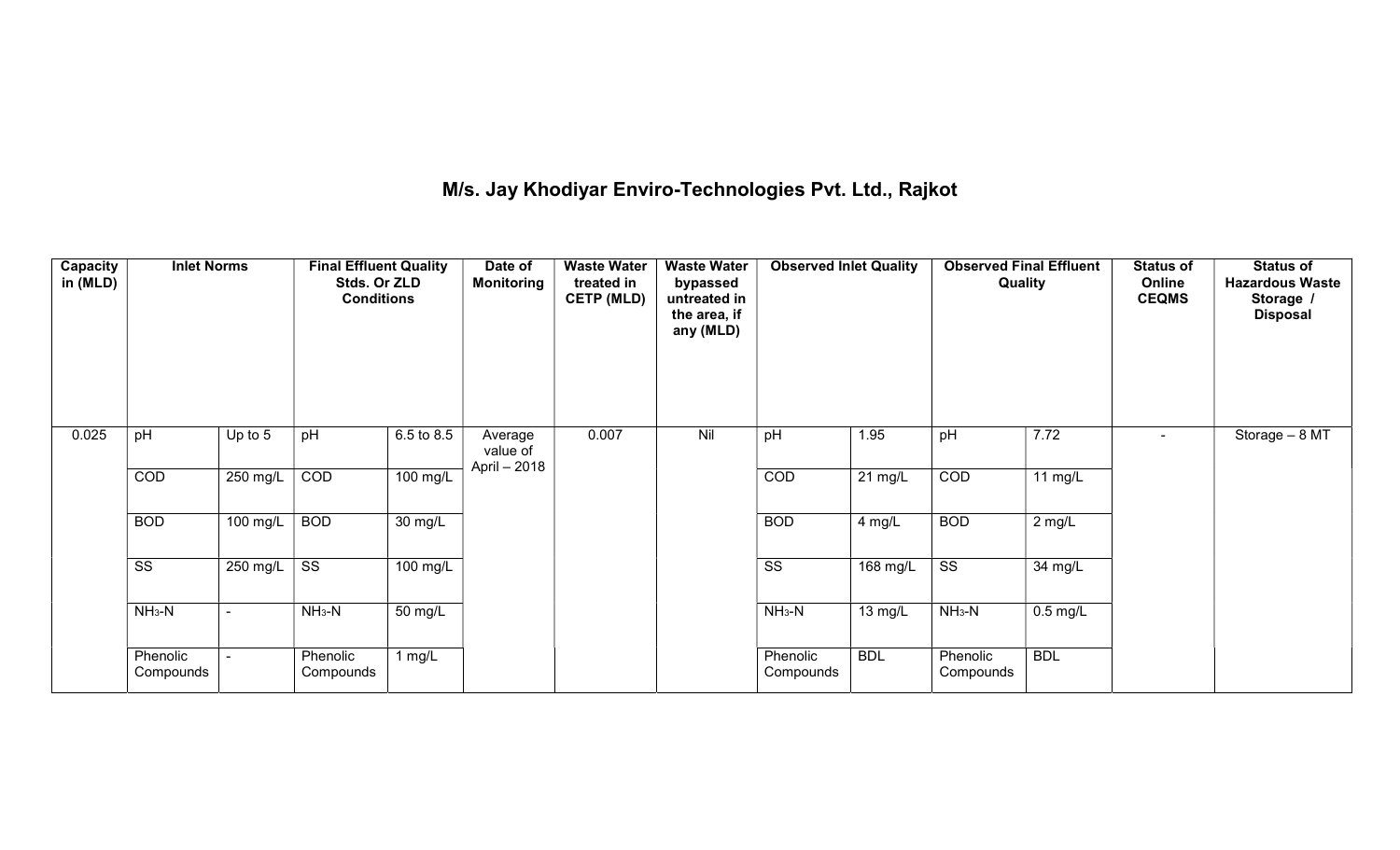# M/s. Jay Khodiyar Enviro-Technologies Pvt. Ltd., Rajkot

| Capacity in (MLD) | Inlet Norms | | Final Effluent Quality Stds. Or ZLD Conditions | | Date of Monitoring | Waste Water treated in CETP (MLD) | Waste Water bypassed untreated in the area, if any (MLD) | Observed Inlet Quality | | Observed Final Effluent Quality | | Status of Online CEQMS | Status of Hazardous Waste Storage / Disposal |
|---|---|---|---|---|---|---|---|---|---|---|---|---|---|
| 0.025 | pH | Up to 5 | pH | 6.5 to 8.5 | Average value of April – 2018 | 0.007 | Nil | pH | 1.95 | pH | 7.72 | - | Storage – 8 MT |
| | COD | 250 mg/L | COD | 100 mg/L | | | | COD | 21 mg/L | COD | 11 mg/L | | |
| | BOD | 100 mg/L | BOD | 30 mg/L | | | | BOD | 4 mg/L | BOD | 2 mg/L | | |
| | SS | 250 mg/L | SS | 100 mg/L | | | | SS | 168 mg/L | SS | 34 mg/L | | |
| | $NH_3$-N | - | $NH_3$-N | 50 mg/L | | | | $NH_3$-N | 13 mg/L | $NH_3$-N | 0.5 mg/L | | |
| | Phenolic Compounds | - | Phenolic Compounds | 1 mg/L | | | | Phenolic Compounds | BDL | Phenolic Compounds | BDL | | |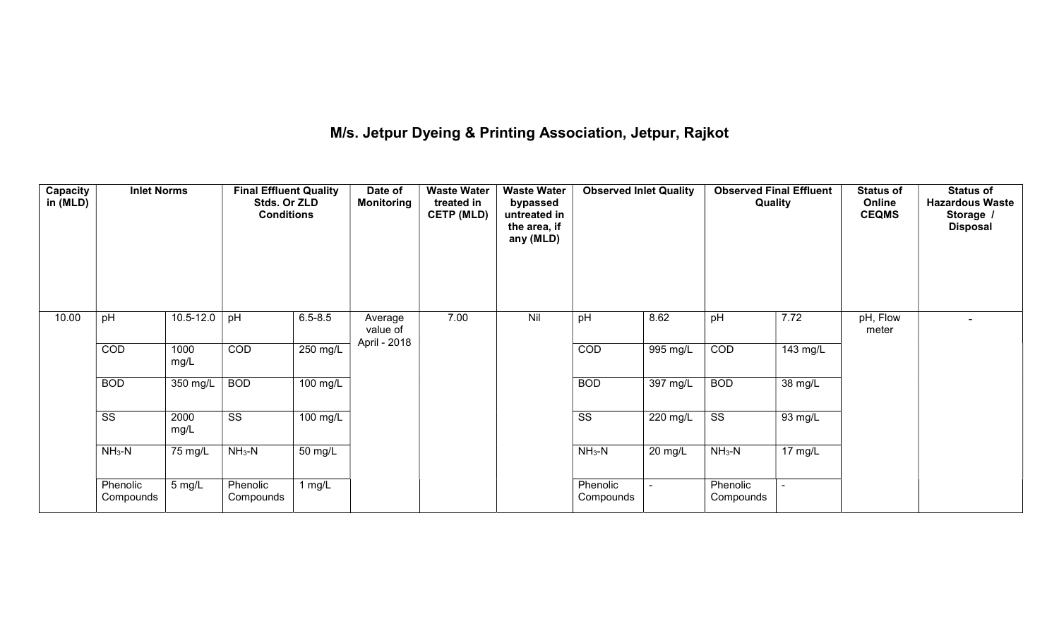# M/s. Jetpur Dyeing & Printing Association, Jetpur, Rajkot

| Capacity in (MLD) | Inlet Norms | | Final Effluent Quality Stds. Or ZLD Conditions | | Date of Monitoring | Waste Water treated in CETP (MLD) | Waste Water bypassed untreated in the area, if any (MLD) | Observed Inlet Quality | | Observed Final Effluent Quality | | Status of Online CEQMS | Status of Hazardous Waste Storage / Disposal |
|---|---|---|---|---|---|---|---|---|---|---|---|---|---|
| 10.00 | pH | 10.5-12.0 | pH | 6.5-8.5 | Average value of April - 2018 | 7.00 | Nil | pH | 8.62 | pH | 7.72 | pH, Flow meter | - |
| | COD | 1000 mg/L | COD | 250 mg/L | | | | COD | 995 mg/L | COD | 143 mg/L | | |
| | BOD | 350 mg/L | BOD | 100 mg/L | | | | BOD | 397 mg/L | BOD | 38 mg/L | | |
| | SS | 2000 mg/L | SS | 100 mg/L | | | | SS | 220 mg/L | SS | 93 mg/L | | |
| | $NH_3$-N | 75 mg/L | $NH_3$-N | 50 mg/L | | | | $NH_3$-N | 20 mg/L | $NH_3$-N | 17 mg/L | | |
| | Phenolic Compounds | 5 mg/L | Phenolic Compounds | 1 mg/L | | | | Phenolic Compounds | - | Phenolic Compounds | - | | |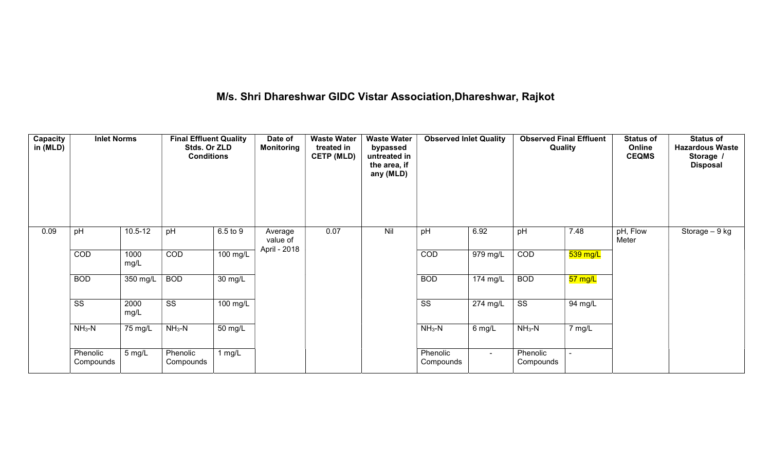## M/s. Shri Dhareshwar GIDC Vistar Association,Dhareshwar, Rajkot

| Capacity in (MLD) | Inlet Norms | | Final Effluent Quality Stds. Or ZLD Conditions | | Date of Monitoring | Waste Water treated in CETP (MLD) | Waste Water bypassed untreated in the area, if any (MLD) | Observed Inlet Quality | | Observed Final Effluent Quality | | Status of Online CEQMS | Status of Hazardous Waste Storage / Disposal |
|---|---|---|---|---|---|---|---|---|---|---|---|---|---|
| 0.09 | pH | 10.5-12 | pH | 6.5 to 9 | Average value of April - 2018 | 0.07 | Nil | pH | 6.92 | pH | 7.48 | pH, Flow Meter | Storage – 9 kg |
| | COD | 1000 mg/L | COD | 100 mg/L | | | | COD | 979 mg/L | COD | 539 mg/L | | |
| | BOD | 350 mg/L | BOD | 30 mg/L | | | | BOD | 174 mg/L | BOD | 57 mg/L | | |
| | SS | 2000 mg/L | SS | 100 mg/L | | | | SS | 274 mg/L | SS | 94 mg/L | | |
| | $NH_3$-N | 75 mg/L | $NH_3$-N | 50 mg/L | | | | $NH_3$-N | 6 mg/L | $NH_3$-N | 7 mg/L | | |
| | Phenolic Compounds | 5 mg/L | Phenolic Compounds | 1 mg/L | | | | Phenolic Compounds | - | Phenolic Compounds | - | | |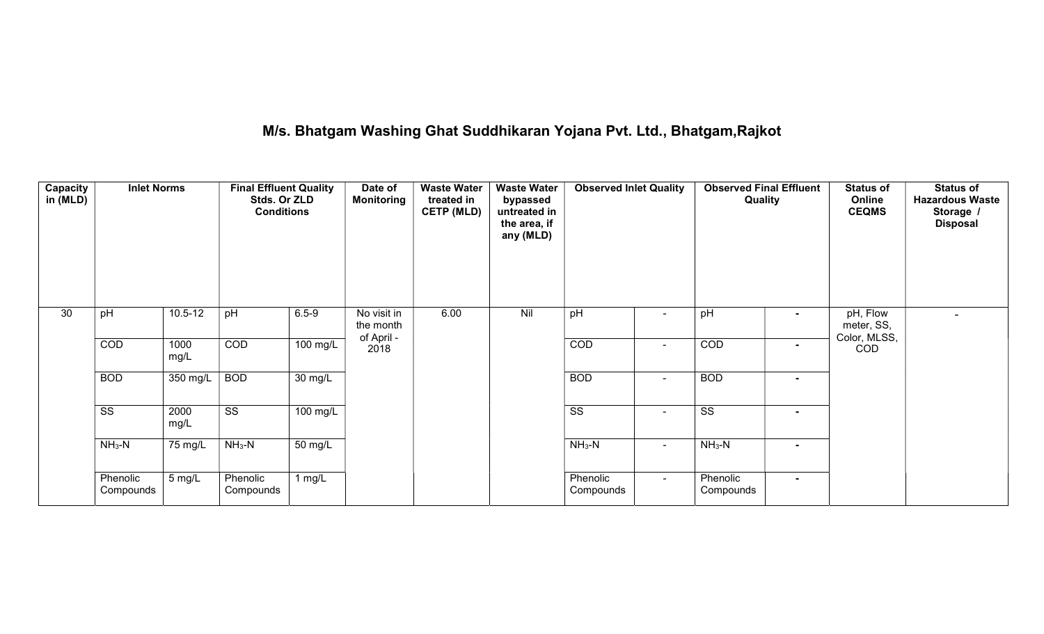# M/s. Bhatgam Washing Ghat Suddhikaran Yojana Pvt. Ltd., Bhatgam,Rajkot

| Capacity in (MLD) | Inlet Norms | | Final Effluent Quality Stds. Or ZLD Conditions | | Date of Monitoring | Waste Water treated in CETP (MLD) | Waste Water bypassed untreated in the area, if any (MLD) | Observed Inlet Quality | | Observed Final Effluent Quality | | Status of Online CEQMS | Status of Hazardous Waste Storage / Disposal |
|---|---|---|---|---|---|---|---|---|---|---|---|---|---|
| 30 | pH | 10.5-12 | pH | 6.5-9 | No visit in the month of April - 2018 | 6.00 | Nil | pH | - | pH | - | pH, Flow meter, SS, Color, MLSS, COD | - |
| | COD | 1000 mg/L | COD | 100 mg/L | | | | COD | - | COD | - | | |
| | BOD | 350 mg/L | BOD | 30 mg/L | | | | BOD | - | BOD | - | | |
| | SS | 2000 mg/L | SS | 100 mg/L | | | | SS | - | SS | - | | |
| | $NH_3$-N | 75 mg/L | $NH_3$-N | 50 mg/L | | | | $NH_3$-N | - | $NH_3$-N | - | | |
| | Phenolic Compounds | 5 mg/L | Phenolic Compounds | 1 mg/L | | | | Phenolic Compounds | - | Phenolic Compounds | - | | |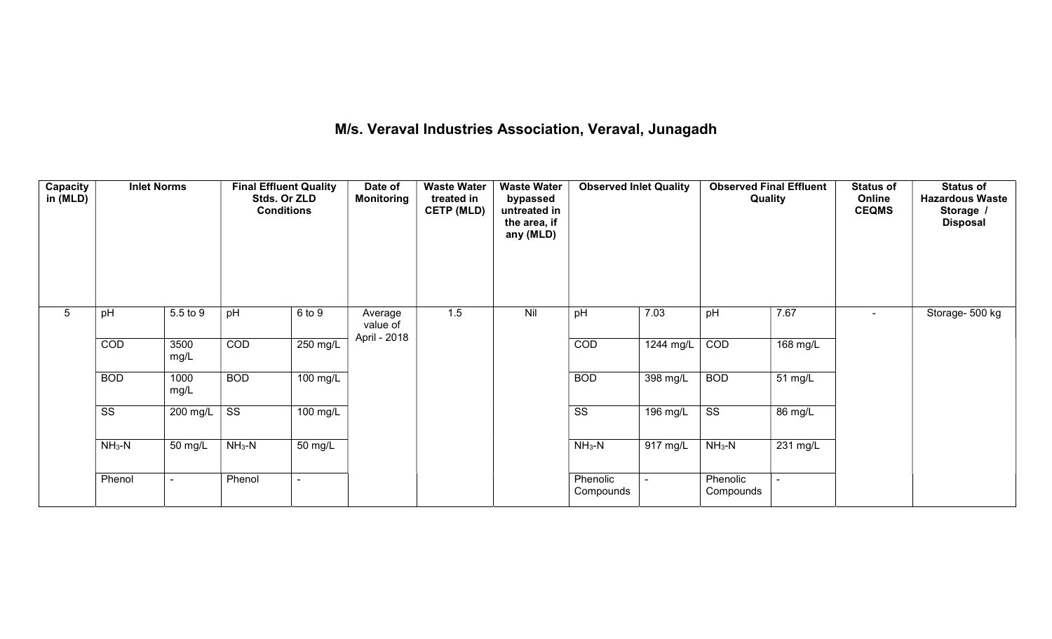# M/s. Veraval Industries Association, Veraval, Junagadh

| Capacity in (MLD) | Inlet Norms | | Final Effluent Quality Stds. Or ZLD Conditions | | Date of Monitoring | Waste Water treated in CETP (MLD) | Waste Water bypassed untreated in the area, if any (MLD) | Observed Inlet Quality | | Observed Final Effluent Quality | | Status of Online CEQMS | Status of Hazardous Waste Storage / Disposal |
|---|---|---|---|---|---|---|---|---|---|---|---|---|---|
| 5 | pH | 5.5 to 9 | pH | 6 to 9 | Average value of April - 2018 | 1.5 | Nil | pH | 7.03 | pH | 7.67 | - | Storage- 500 kg |
| | COD | 3500 mg/L | COD | 250 mg/L | | | | COD | 1244 mg/L | COD | 168 mg/L | | |
| | BOD | 1000 mg/L | BOD | 100 mg/L | | | | BOD | 398 mg/L | BOD | 51 mg/L | | |
| | SS | 200 mg/L | SS | 100 mg/L | | | | SS | 196 mg/L | SS | 86 mg/L | | |
| | $NH_3$-N | 50 mg/L | $NH_3$-N | 50 mg/L | | | | $NH_3$-N | 917 mg/L | $NH_3$-N | 231 mg/L | | |
| | Phenol | - | Phenol | - | | | | Phenolic Compounds | - | Phenolic Compounds | - | | |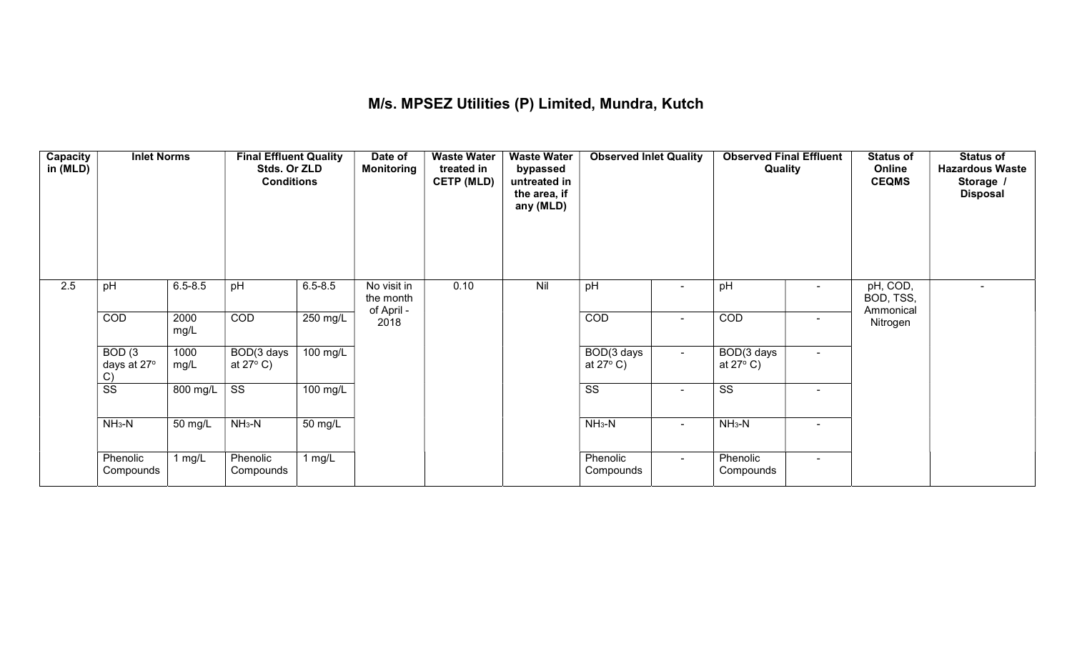# M/s. MPSEZ Utilities (P) Limited, Mundra, Kutch

| Capacity in (MLD) | Inlet Norms | | Final Effluent Quality Stds. Or ZLD Conditions | | Date of Monitoring | Waste Water treated in CETP (MLD) | Waste Water bypassed untreated in the area, if any (MLD) | Observed Inlet Quality | | Observed Final Effluent Quality | | Status of Online CEQMS | Status of Hazardous Waste Storage / Disposal |
|---|---|---|---|---|---|---|---|---|---|---|---|---|---|
| 2.5 | pH | 6.5-8.5 | pH | 6.5-8.5 | No visit in the month of April - 2018 | 0.10 | Nil | pH | - | pH | - | pH, COD, BOD, TSS, Ammonical Nitrogen | - |
| | COD | 2000 mg/L | COD | 250 mg/L | | | | COD | - | COD | - | | |
| | BOD (3 days at 27° C) | 1000 mg/L | BOD(3 days at 27° C) | 100 mg/L | | | | BOD(3 days at 27° C) | - | BOD(3 days at 27° C) | - | | |
| | SS | 800 mg/L | SS | 100 mg/L | | | | SS | - | SS | - | | |
| | $NH_3$-N | 50 mg/L | $NH_3$-N | 50 mg/L | | | | $NH_3$-N | - | $NH_3$-N | - | | |
| | Phenolic Compounds | 1 mg/L | Phenolic Compounds | 1 mg/L | | | | Phenolic Compounds | - | Phenolic Compounds | - | | |